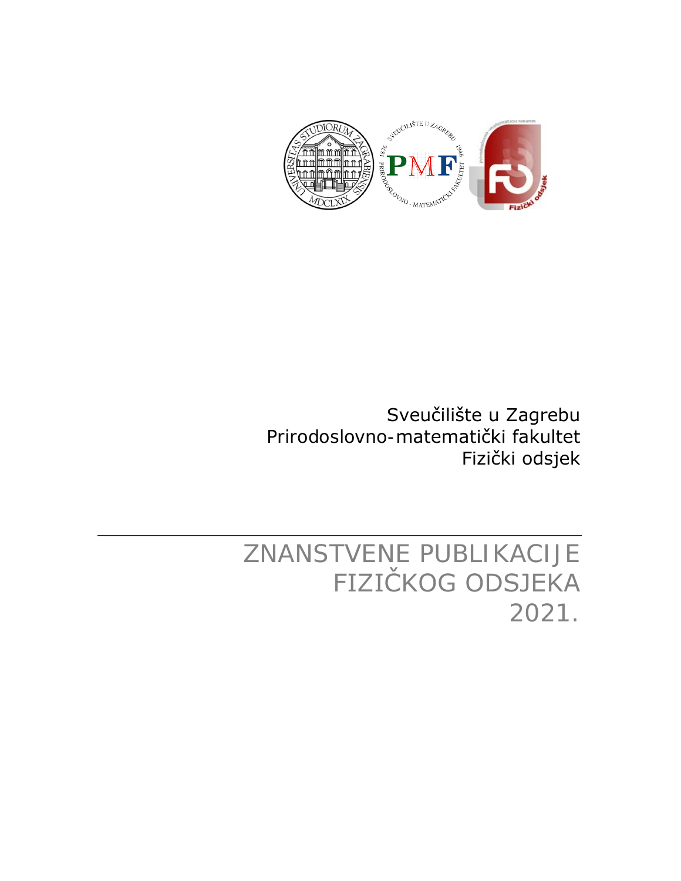Sveučilište u Zagrebu
Prirodoslovno-matematički fakultet
Fizički odsjek

# ZNANSTVENE PUBLIKACIJE FIZIČKOG ODSJEKA 2021.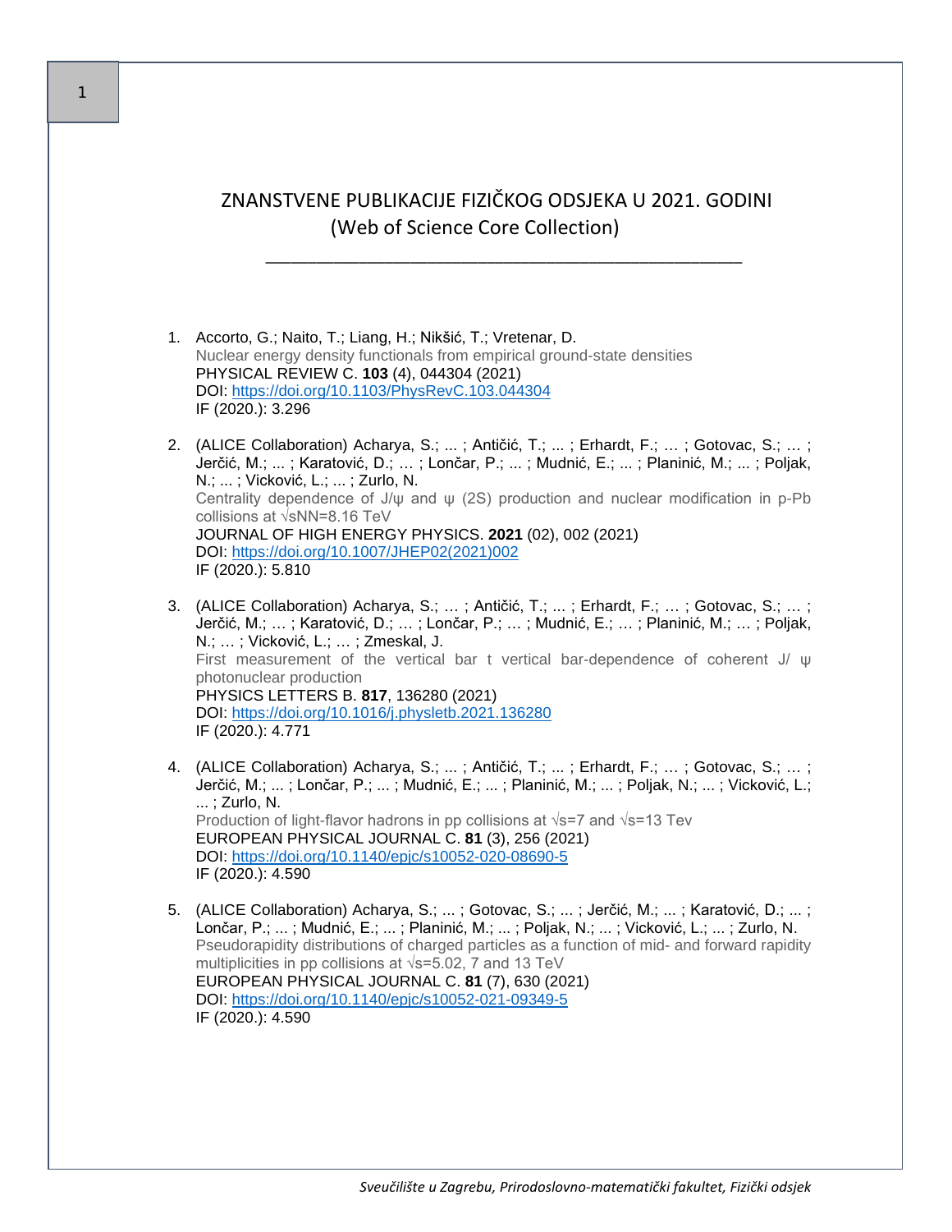# ZNANSTVENE PUBLIKACIJE FIZIČKOG ODSJEKA U 2021. GODINI
## (Web of Science Core Collection)

1. Accorto, G.; Naito, T.; Liang, H.; Nikšić, T.; Vretenar, D.
   Nuclear energy density functionals from empirical ground-state densities
   PHYSICAL REVIEW C. **103** (4), 044304 (2021)
   DOI: https://doi.org/10.1103/PhysRevC.103.044304
   IF (2020.): 3.296

2. (ALICE Collaboration) Acharya, S.; ... ; Antičić, T.; ... ; Erhardt, F.; … ; Gotovac, S.; … ; Jerčić, M.; ... ; Karatović, D.; … ; Lončar, P.; ... ; Mudnić, E.; ... ; Planinić, M.; ... ; Poljak, N.; ... ; Vicković, L.; ... ; Zurlo, N.
   Centrality dependence of J/ψ and ψ (2S) production and nuclear modification in p-Pb collisions at √sNN=8.16 TeV
   JOURNAL OF HIGH ENERGY PHYSICS. **2021** (02), 002 (2021)
   DOI: https://doi.org/10.1007/JHEP02(2021)002
   IF (2020.): 5.810

3. (ALICE Collaboration) Acharya, S.; … ; Antičić, T.; ... ; Erhardt, F.; … ; Gotovac, S.; … ; Jerčić, M.; … ; Karatović, D.; … ; Lončar, P.; … ; Mudnić, E.; … ; Planinić, M.; … ; Poljak, N.; … ; Vicković, L.; … ; Zmeskal, J.
   First measurement of the vertical bar t vertical bar-dependence of coherent J/ ψ photonuclear production
   PHYSICS LETTERS B. **817**, 136280 (2021)
   DOI: https://doi.org/10.1016/j.physletb.2021.136280
   IF (2020.): 4.771

4. (ALICE Collaboration) Acharya, S.; ... ; Antičić, T.; ... ; Erhardt, F.; … ; Gotovac, S.; … ; Jerčić, M.; ... ; Lončar, P.; ... ; Mudnić, E.; ... ; Planinić, M.; ... ; Poljak, N.; ... ; Vicković, L.; ... ; Zurlo, N.
   Production of light-flavor hadrons in pp collisions at √s=7 and √s=13 Tev
   EUROPEAN PHYSICAL JOURNAL C. **81** (3), 256 (2021)
   DOI: https://doi.org/10.1140/epjc/s10052-020-08690-5
   IF (2020.): 4.590

5. (ALICE Collaboration) Acharya, S.; ... ; Gotovac, S.; ... ; Jerčić, M.; ... ; Karatović, D.; ... ; Lončar, P.; ... ; Mudnić, E.; ... ; Planinić, M.; ... ; Poljak, N.; ... ; Vicković, L.; ... ; Zurlo, N.
   Pseudorapidity distributions of charged particles as a function of mid- and forward rapidity multiplicities in pp collisions at √s=5.02, 7 and 13 TeV
   EUROPEAN PHYSICAL JOURNAL C. **81** (7), 630 (2021)
   DOI: https://doi.org/10.1140/epjc/s10052-021-09349-5
   IF (2020.): 4.590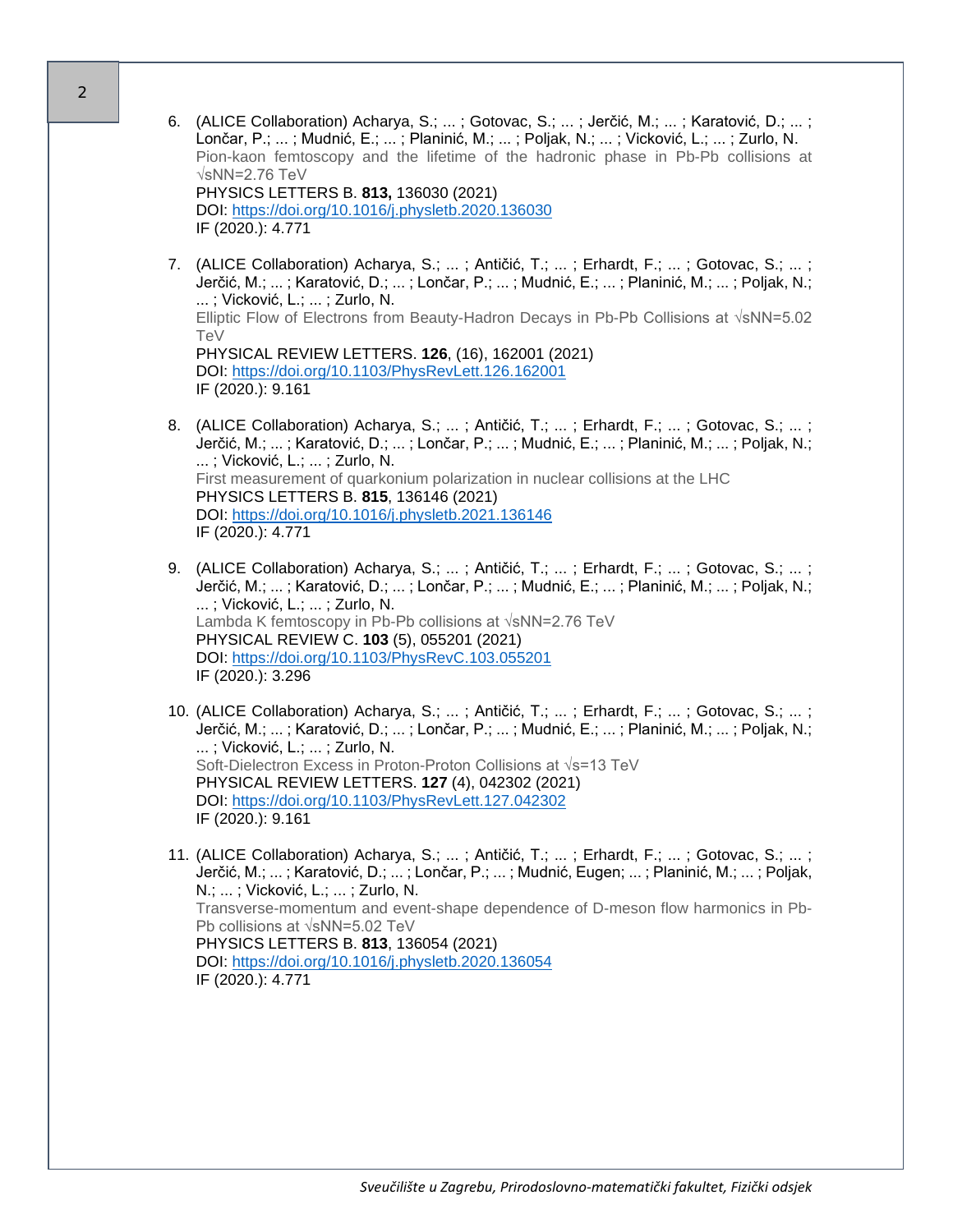6. (ALICE Collaboration) Acharya, S.; ... ; Gotovac, S.; ... ; Jerčić, M.; ... ; Karatović, D.; ... ; Lončar, P.; ... ; Mudnić, E.; ... ; Planinić, M.; ... ; Poljak, N.; ... ; Vicković, L.; ... ; Zurlo, N.
   Pion-kaon femtoscopy and the lifetime of the hadronic phase in Pb-Pb collisions at √sNN=2.76 TeV
   PHYSICS LETTERS B. **813,** 136030 (2021)
   DOI: https://doi.org/10.1016/j.physletb.2020.136030
   IF (2020.): 4.771

7. (ALICE Collaboration) Acharya, S.; ... ; Antičić, T.; ... ; Erhardt, F.; ... ; Gotovac, S.; ... ; Jerčić, M.; ... ; Karatović, D.; ... ; Lončar, P.; ... ; Mudnić, E.; ... ; Planinić, M.; ... ; Poljak, N.; ... ; Vicković, L.; ... ; Zurlo, N.
   Elliptic Flow of Electrons from Beauty-Hadron Decays in Pb-Pb Collisions at √sNN=5.02 TeV
   PHYSICAL REVIEW LETTERS. **126**, (16), 162001 (2021)
   DOI: https://doi.org/10.1103/PhysRevLett.126.162001
   IF (2020.): 9.161

8. (ALICE Collaboration) Acharya, S.; ... ; Antičić, T.; ... ; Erhardt, F.; ... ; Gotovac, S.; ... ; Jerčić, M.; ... ; Karatović, D.; ... ; Lončar, P.; ... ; Mudnić, E.; ... ; Planinić, M.; ... ; Poljak, N.; ... ; Vicković, L.; ... ; Zurlo, N.
   First measurement of quarkonium polarization in nuclear collisions at the LHC
   PHYSICS LETTERS B. **815**, 136146 (2021)
   DOI: https://doi.org/10.1016/j.physletb.2021.136146
   IF (2020.): 4.771

9. (ALICE Collaboration) Acharya, S.; ... ; Antičić, T.; ... ; Erhardt, F.; ... ; Gotovac, S.; ... ; Jerčić, M.; ... ; Karatović, D.; ... ; Lončar, P.; ... ; Mudnić, E.; ... ; Planinić, M.; ... ; Poljak, N.; ... ; Vicković, L.; ... ; Zurlo, N.
   Lambda K femtoscopy in Pb-Pb collisions at √sNN=2.76 TeV
   PHYSICAL REVIEW C. **103** (5), 055201 (2021)
   DOI: https://doi.org/10.1103/PhysRevC.103.055201
   IF (2020.): 3.296

10. (ALICE Collaboration) Acharya, S.; ... ; Antičić, T.; ... ; Erhardt, F.; ... ; Gotovac, S.; ... ; Jerčić, M.; ... ; Karatović, D.; ... ; Lončar, P.; ... ; Mudnić, E.; ... ; Planinić, M.; ... ; Poljak, N.; ... ; Vicković, L.; ... ; Zurlo, N.
    Soft-Dielectron Excess in Proton-Proton Collisions at √s=13 TeV
    PHYSICAL REVIEW LETTERS. **127** (4), 042302 (2021)
    DOI: https://doi.org/10.1103/PhysRevLett.127.042302
    IF (2020.): 9.161

11. (ALICE Collaboration) Acharya, S.; ... ; Antičić, T.; ... ; Erhardt, F.; ... ; Gotovac, S.; ... ; Jerčić, M.; ... ; Karatović, D.; ... ; Lončar, P.; ... ; Mudnić, Eugen; ... ; Planinić, M.; ... ; Poljak, N.; ... ; Vicković, L.; ... ; Zurlo, N.
    Transverse-momentum and event-shape dependence of D-meson flow harmonics in Pb-Pb collisions at √sNN=5.02 TeV
    PHYSICS LETTERS B. **813**, 136054 (2021)
    DOI: https://doi.org/10.1016/j.physletb.2020.136054
    IF (2020.): 4.771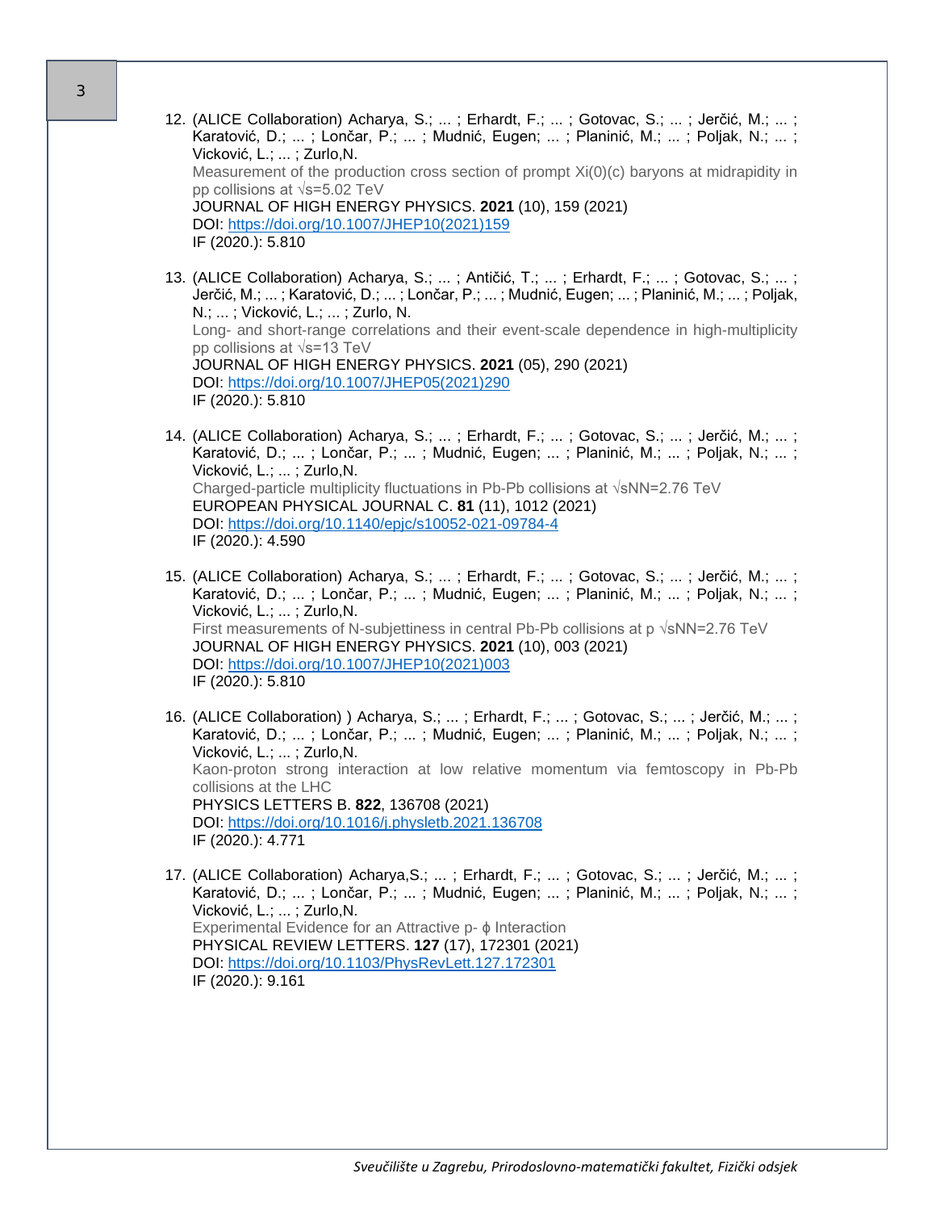12. (ALICE Collaboration) Acharya, S.; ... ; Erhardt, F.; ... ; Gotovac, S.; ... ; Jerčić, M.; ... ; Karatović, D.; ... ; Lončar, P.; ... ; Mudnić, Eugen; ... ; Planinić, M.; ... ; Poljak, N.; ... ; Vicković, L.; ... ; Zurlo,N.
    Measurement of the production cross section of prompt Xi(0)(c) baryons at midrapidity in pp collisions at √s=5.02 TeV
    JOURNAL OF HIGH ENERGY PHYSICS. **2021** (10), 159 (2021)
    DOI: https://doi.org/10.1007/JHEP10(2021)159
    IF (2020.): 5.810

13. (ALICE Collaboration) Acharya, S.; ... ; Antičić, T.; ... ; Erhardt, F.; ... ; Gotovac, S.; ... ; Jerčić, M.; ... ; Karatović, D.; ... ; Lončar, P.; ... ; Mudnić, Eugen; ... ; Planinić, M.; ... ; Poljak, N.; ... ; Vicković, L.; ... ; Zurlo, N.
    Long- and short-range correlations and their event-scale dependence in high-multiplicity pp collisions at √s=13 TeV
    JOURNAL OF HIGH ENERGY PHYSICS. **2021** (05), 290 (2021)
    DOI: https://doi.org/10.1007/JHEP05(2021)290
    IF (2020.): 5.810

14. (ALICE Collaboration) Acharya, S.; ... ; Erhardt, F.; ... ; Gotovac, S.; ... ; Jerčić, M.; ... ; Karatović, D.; ... ; Lončar, P.; ... ; Mudnić, Eugen; ... ; Planinić, M.; ... ; Poljak, N.; ... ; Vicković, L.; ... ; Zurlo,N.
    Charged-particle multiplicity fluctuations in Pb-Pb collisions at √sNN=2.76 TeV
    EUROPEAN PHYSICAL JOURNAL C. **81** (11), 1012 (2021)
    DOI: https://doi.org/10.1140/epjc/s10052-021-09784-4
    IF (2020.): 4.590

15. (ALICE Collaboration) Acharya, S.; ... ; Erhardt, F.; ... ; Gotovac, S.; ... ; Jerčić, M.; ... ; Karatović, D.; ... ; Lončar, P.; ... ; Mudnić, Eugen; ... ; Planinić, M.; ... ; Poljak, N.; ... ; Vicković, L.; ... ; Zurlo,N.
    First measurements of N-subjettiness in central Pb-Pb collisions at p √sNN=2.76 TeV
    JOURNAL OF HIGH ENERGY PHYSICS. **2021** (10), 003 (2021)
    DOI: https://doi.org/10.1007/JHEP10(2021)003
    IF (2020.): 5.810

16. (ALICE Collaboration) ) Acharya, S.; ... ; Erhardt, F.; ... ; Gotovac, S.; ... ; Jerčić, M.; ... ; Karatović, D.; ... ; Lončar, P.; ... ; Mudnić, Eugen; ... ; Planinić, M.; ... ; Poljak, N.; ... ; Vicković, L.; ... ; Zurlo,N.
    Kaon-proton strong interaction at low relative momentum via femtoscopy in Pb-Pb collisions at the LHC
    PHYSICS LETTERS B. **822**, 136708 (2021)
    DOI: https://doi.org/10.1016/j.physletb.2021.136708
    IF (2020.): 4.771

17. (ALICE Collaboration) Acharya,S.; ... ; Erhardt, F.; ... ; Gotovac, S.; ... ; Jerčić, M.; ... ; Karatović, D.; ... ; Lončar, P.; ... ; Mudnić, Eugen; ... ; Planinić, M.; ... ; Poljak, N.; ... ; Vicković, L.; ... ; Zurlo,N.
    Experimental Evidence for an Attractive p- ϕ Interaction
    PHYSICAL REVIEW LETTERS. **127** (17), 172301 (2021)
    DOI: https://doi.org/10.1103/PhysRevLett.127.172301
    IF (2020.): 9.161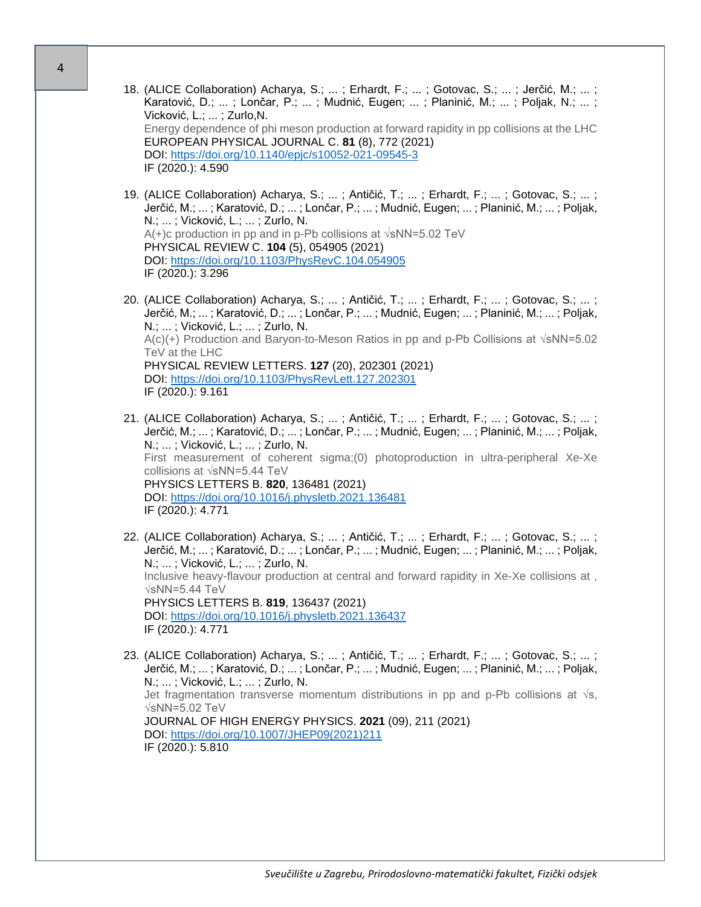18. (ALICE Collaboration) Acharya, S.; ... ; Erhardt, F.; ... ; Gotovac, S.; ... ; Jerčić, M.; ... ; Karatović, D.; ... ; Lončar, P.; ... ; Mudnić, Eugen; ... ; Planinić, M.; ... ; Poljak, N.; ... ; Vicković, L.; ... ; Zurlo,N.
    Energy dependence of phi meson production at forward rapidity in pp collisions at the LHC
    EUROPEAN PHYSICAL JOURNAL C. **81** (8), 772 (2021)
    DOI: https://doi.org/10.1140/epjc/s10052-021-09545-3
    IF (2020.): 4.590

19. (ALICE Collaboration) Acharya, S.; ... ; Antičić, T.; ... ; Erhardt, F.; ... ; Gotovac, S.; ... ; Jerčić, M.; ... ; Karatović, D.; ... ; Lončar, P.; ... ; Mudnić, Eugen; ... ; Planinić, M.; ... ; Poljak, N.; ... ; Vicković, L.; ... ; Zurlo, N.
    A(+)c production in pp and in p-Pb collisions at √sNN=5.02 TeV
    PHYSICAL REVIEW C. **104** (5), 054905 (2021)
    DOI: https://doi.org/10.1103/PhysRevC.104.054905
    IF (2020.): 3.296

20. (ALICE Collaboration) Acharya, S.; ... ; Antičić, T.; ... ; Erhardt, F.; ... ; Gotovac, S.; ... ; Jerčić, M.; ... ; Karatović, D.; ... ; Lončar, P.; ... ; Mudnić, Eugen; ... ; Planinić, M.; ... ; Poljak, N.; ... ; Vicković, L.; ... ; Zurlo, N.
    A(c)(+) Production and Baryon-to-Meson Ratios in pp and p-Pb Collisions at √sNN=5.02 TeV at the LHC
    PHYSICAL REVIEW LETTERS. **127** (20), 202301 (2021)
    DOI: https://doi.org/10.1103/PhysRevLett.127.202301
    IF (2020.): 9.161

21. (ALICE Collaboration) Acharya, S.; ... ; Antičić, T.; ... ; Erhardt, F.; ... ; Gotovac, S.; ... ; Jerčić, M.; ... ; Karatović, D.; ... ; Lončar, P.; ... ; Mudnić, Eugen; ... ; Planinić, M.; ... ; Poljak, N.; ... ; Vicković, L.; ... ; Zurlo, N.
    First measurement of coherent sigma;(0) photoproduction in ultra-peripheral Xe-Xe collisions at √sNN=5.44 TeV
    PHYSICS LETTERS B. **820**, 136481 (2021)
    DOI: https://doi.org/10.1016/j.physletb.2021.136481
    IF (2020.): 4.771

22. (ALICE Collaboration) Acharya, S.; ... ; Antičić, T.; ... ; Erhardt, F.; ... ; Gotovac, S.; ... ; Jerčić, M.; ... ; Karatović, D.; ... ; Lončar, P.; ... ; Mudnić, Eugen; ... ; Planinić, M.; ... ; Poljak, N.; ... ; Vicković, L.; ... ; Zurlo, N.
    Inclusive heavy-flavour production at central and forward rapidity in Xe-Xe collisions at , √sNN=5.44 TeV
    PHYSICS LETTERS B. **819**, 136437 (2021)
    DOI: https://doi.org/10.1016/j.physletb.2021.136437
    IF (2020.): 4.771

23. (ALICE Collaboration) Acharya, S.; ... ; Antičić, T.; ... ; Erhardt, F.; ... ; Gotovac, S.; ... ; Jerčić, M.; ... ; Karatović, D.; ... ; Lončar, P.; ... ; Mudnić, Eugen; ... ; Planinić, M.; ... ; Poljak, N.; ... ; Vicković, L.; ... ; Zurlo, N.
    Jet fragmentation transverse momentum distributions in pp and p-Pb collisions at √s, √sNN=5.02 TeV
    JOURNAL OF HIGH ENERGY PHYSICS. **2021** (09), 211 (2021)
    DOI: https://doi.org/10.1007/JHEP09(2021)211
    IF (2020.): 5.810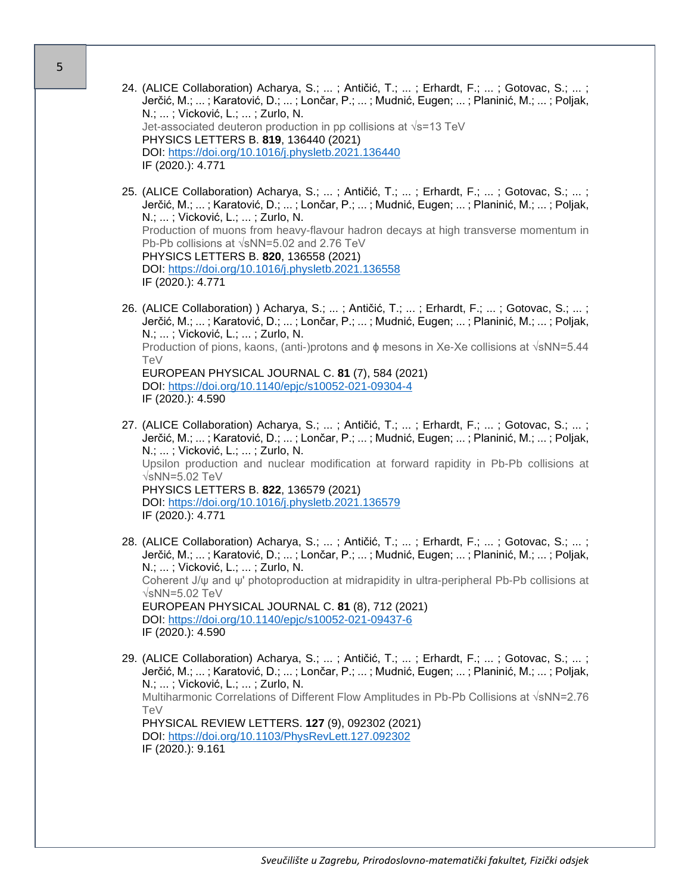24. (ALICE Collaboration) Acharya, S.; ... ; Antičić, T.; ... ; Erhardt, F.; ... ; Gotovac, S.; ... ; Jerčić, M.; ... ; Karatović, D.; ... ; Lončar, P.; ... ; Mudnić, Eugen; ... ; Planinić, M.; ... ; Poljak, N.; ... ; Vicković, L.; ... ; Zurlo, N.
    Jet-associated deuteron production in pp collisions at $\sqrt{s}$=13 TeV
    PHYSICS LETTERS B. **819**, 136440 (2021)
    DOI: https://doi.org/10.1016/j.physletb.2021.136440
    IF (2020.): 4.771

25. (ALICE Collaboration) Acharya, S.; ... ; Antičić, T.; ... ; Erhardt, F.; ... ; Gotovac, S.; ... ; Jerčić, M.; ... ; Karatović, D.; ... ; Lončar, P.; ... ; Mudnić, Eugen; ... ; Planinić, M.; ... ; Poljak, N.; ... ; Vicković, L.; ... ; Zurlo, N.
    Production of muons from heavy-flavour hadron decays at high transverse momentum in Pb-Pb collisions at $\sqrt{s_{NN}}$=5.02 and 2.76 TeV
    PHYSICS LETTERS B. **820**, 136558 (2021)
    DOI: https://doi.org/10.1016/j.physletb.2021.136558
    IF (2020.): 4.771

26. (ALICE Collaboration) ) Acharya, S.; ... ; Antičić, T.; ... ; Erhardt, F.; ... ; Gotovac, S.; ... ; Jerčić, M.; ... ; Karatović, D.; ... ; Lončar, P.; ... ; Mudnić, Eugen; ... ; Planinić, M.; ... ; Poljak, N.; ... ; Vicković, L.; ... ; Zurlo, N.
    Production of pions, kaons, (anti-)protons and $\phi$ mesons in Xe-Xe collisions at $\sqrt{s_{NN}}$=5.44 TeV
    EUROPEAN PHYSICAL JOURNAL C. **81** (7), 584 (2021)
    DOI: https://doi.org/10.1140/epjc/s10052-021-09304-4
    IF (2020.): 4.590

27. (ALICE Collaboration) Acharya, S.; ... ; Antičić, T.; ... ; Erhardt, F.; ... ; Gotovac, S.; ... ; Jerčić, M.; ... ; Karatović, D.; ... ; Lončar, P.; ... ; Mudnić, Eugen; ... ; Planinić, M.; ... ; Poljak, N.; ... ; Vicković, L.; ... ; Zurlo, N.
    Upsilon production and nuclear modification at forward rapidity in Pb-Pb collisions at $\sqrt{s_{NN}}$=5.02 TeV
    PHYSICS LETTERS B. **822**, 136579 (2021)
    DOI: https://doi.org/10.1016/j.physletb.2021.136579
    IF (2020.): 4.771

28. (ALICE Collaboration) Acharya, S.; ... ; Antičić, T.; ... ; Erhardt, F.; ... ; Gotovac, S.; ... ; Jerčić, M.; ... ; Karatović, D.; ... ; Lončar, P.; ... ; Mudnić, Eugen; ... ; Planinić, M.; ... ; Poljak, N.; ... ; Vicković, L.; ... ; Zurlo, N.
    Coherent $J/\psi$ and $\psi'$ photoproduction at midrapidity in ultra-peripheral Pb-Pb collisions at $\sqrt{s_{NN}}$=5.02 TeV
    EUROPEAN PHYSICAL JOURNAL C. **81** (8), 712 (2021)
    DOI: https://doi.org/10.1140/epjc/s10052-021-09437-6
    IF (2020.): 4.590

29. (ALICE Collaboration) Acharya, S.; ... ; Antičić, T.; ... ; Erhardt, F.; ... ; Gotovac, S.; ... ; Jerčić, M.; ... ; Karatović, D.; ... ; Lončar, P.; ... ; Mudnić, Eugen; ... ; Planinić, M.; ... ; Poljak, N.; ... ; Vicković, L.; ... ; Zurlo, N.
    Multiharmonic Correlations of Different Flow Amplitudes in Pb-Pb Collisions at $\sqrt{s_{NN}}$=2.76 TeV
    PHYSICAL REVIEW LETTERS. **127** (9), 092302 (2021)
    DOI: https://doi.org/10.1103/PhysRevLett.127.092302
    IF (2020.): 9.161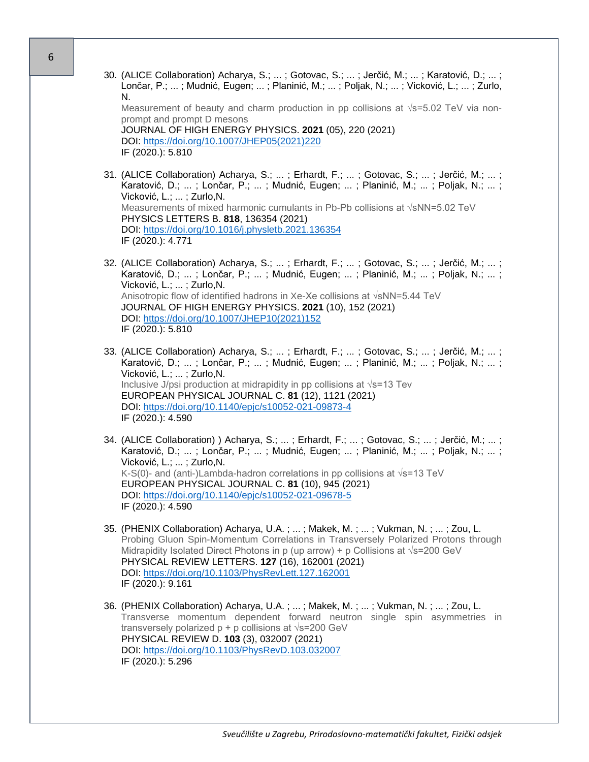30. (ALICE Collaboration) Acharya, S.; ... ; Gotovac, S.; ... ; Jerčić, M.; ... ; Karatović, D.; ... ; Lončar, P.; ... ; Mudnić, Eugen; ... ; Planinić, M.; ... ; Poljak, N.; ... ; Vicković, L.; ... ; Zurlo, N.
    Measurement of beauty and charm production in pp collisions at √s=5.02 TeV via non-prompt and prompt D mesons
    JOURNAL OF HIGH ENERGY PHYSICS. **2021** (05), 220 (2021)
    DOI: https://doi.org/10.1007/JHEP05(2021)220
    IF (2020.): 5.810

31. (ALICE Collaboration) Acharya, S.; ... ; Erhardt, F.; ... ; Gotovac, S.; ... ; Jerčić, M.; ... ; Karatović, D.; ... ; Lončar, P.; ... ; Mudnić, Eugen; ... ; Planinić, M.; ... ; Poljak, N.; ... ; Vicković, L.; ... ; Zurlo,N.
    Measurements of mixed harmonic cumulants in Pb-Pb collisions at √sNN=5.02 TeV
    PHYSICS LETTERS B. **818**, 136354 (2021)
    DOI: https://doi.org/10.1016/j.physletb.2021.136354
    IF (2020.): 4.771

32. (ALICE Collaboration) Acharya, S.; ... ; Erhardt, F.; ... ; Gotovac, S.; ... ; Jerčić, M.; ... ; Karatović, D.; ... ; Lončar, P.; ... ; Mudnić, Eugen; ... ; Planinić, M.; ... ; Poljak, N.; ... ; Vicković, L.; ... ; Zurlo,N.
    Anisotropic flow of identified hadrons in Xe-Xe collisions at √sNN=5.44 TeV
    JOURNAL OF HIGH ENERGY PHYSICS. **2021** (10), 152 (2021)
    DOI: https://doi.org/10.1007/JHEP10(2021)152
    IF (2020.): 5.810

33. (ALICE Collaboration) Acharya, S.; ... ; Erhardt, F.; ... ; Gotovac, S.; ... ; Jerčić, M.; ... ; Karatović, D.; ... ; Lončar, P.; ... ; Mudnić, Eugen; ... ; Planinić, M.; ... ; Poljak, N.; ... ; Vicković, L.; ... ; Zurlo,N.
    Inclusive J/psi production at midrapidity in pp collisions at √s=13 Tev
    EUROPEAN PHYSICAL JOURNAL C. **81** (12), 1121 (2021)
    DOI: https://doi.org/10.1140/epjc/s10052-021-09873-4
    IF (2020.): 4.590

34. (ALICE Collaboration) ) Acharya, S.; ... ; Erhardt, F.; ... ; Gotovac, S.; ... ; Jerčić, M.; ... ; Karatović, D.; ... ; Lončar, P.; ... ; Mudnić, Eugen; ... ; Planinić, M.; ... ; Poljak, N.; ... ; Vicković, L.; ... ; Zurlo,N.
    K-S(0)- and (anti-)Lambda-hadron correlations in pp collisions at √s=13 TeV
    EUROPEAN PHYSICAL JOURNAL C. **81** (10), 945 (2021)
    DOI: https://doi.org/10.1140/epjc/s10052-021-09678-5
    IF (2020.): 4.590

35. (PHENIX Collaboration) Acharya, U.A. ; ... ; Makek, M. ; ... ; Vukman, N. ; ... ; Zou, L.
    Probing Gluon Spin-Momentum Correlations in Transversely Polarized Protons through Midrapidity Isolated Direct Photons in p (up arrow) + p Collisions at √s=200 GeV
    PHYSICAL REVIEW LETTERS. **127** (16), 162001 (2021)
    DOI: https://doi.org/10.1103/PhysRevLett.127.162001
    IF (2020.): 9.161

36. (PHENIX Collaboration) Acharya, U.A. ; ... ; Makek, M. ; ... ; Vukman, N. ; ... ; Zou, L.
    Transverse momentum dependent forward neutron single spin asymmetries in transversely polarized p + p collisions at √s=200 GeV
    PHYSICAL REVIEW D. **103** (3), 032007 (2021)
    DOI: https://doi.org/10.1103/PhysRevD.103.032007
    IF (2020.): 5.296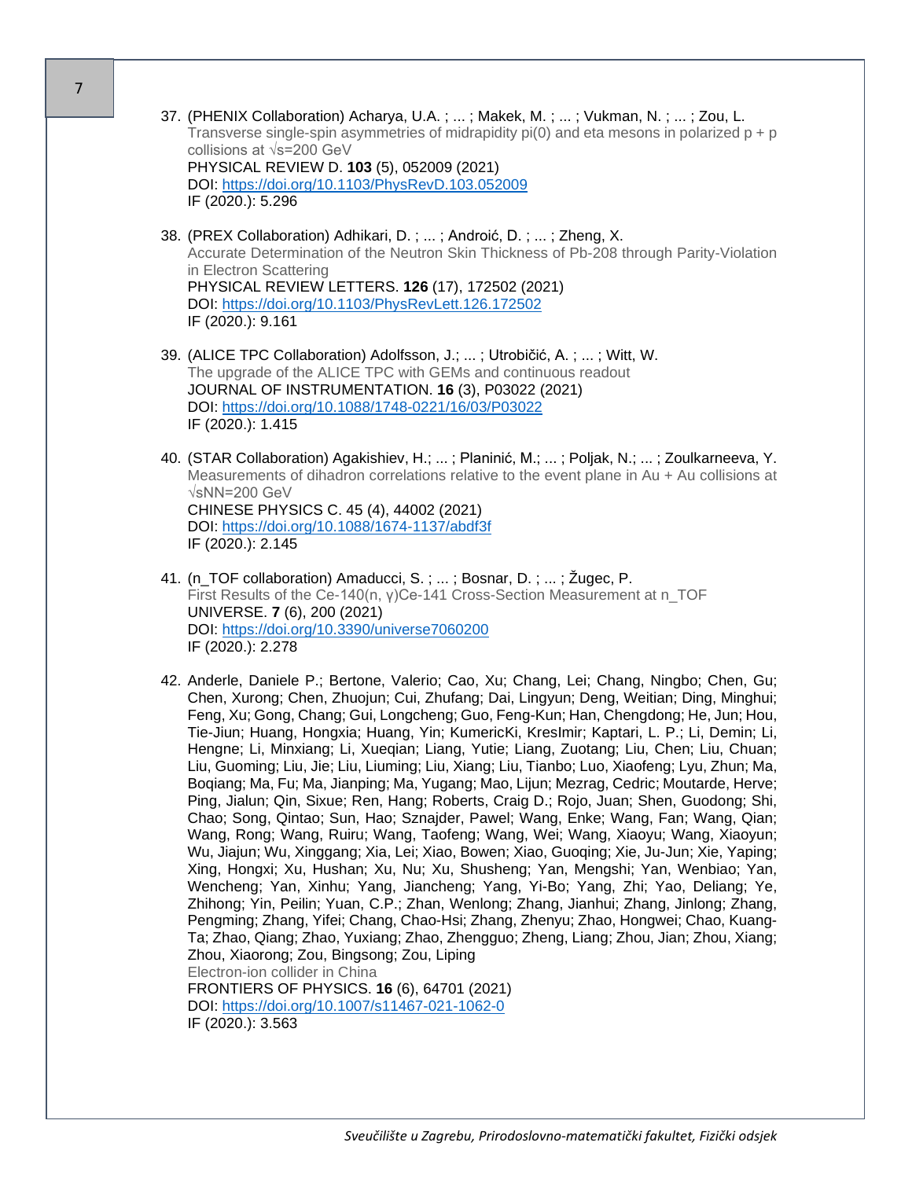37. (PHENIX Collaboration) Acharya, U.A. ; ... ; Makek, M. ; ... ; Vukman, N. ; ... ; Zou, L.
    Transverse single-spin asymmetries of midrapidity pi(0) and eta mesons in polarized p + p collisions at √s=200 GeV
    PHYSICAL REVIEW D. **103** (5), 052009 (2021)
    DOI: https://doi.org/10.1103/PhysRevD.103.052009
    IF (2020.): 5.296

38. (PREX Collaboration) Adhikari, D. ; ... ; Androić, D. ; ... ; Zheng, X.
    Accurate Determination of the Neutron Skin Thickness of Pb-208 through Parity-Violation in Electron Scattering
    PHYSICAL REVIEW LETTERS. **126** (17), 172502 (2021)
    DOI: https://doi.org/10.1103/PhysRevLett.126.172502
    IF (2020.): 9.161

39. (ALICE TPC Collaboration) Adolfsson, J.; ... ; Utrobičić, A. ; ... ; Witt, W.
    The upgrade of the ALICE TPC with GEMs and continuous readout
    JOURNAL OF INSTRUMENTATION. **16** (3), P03022 (2021)
    DOI: https://doi.org/10.1088/1748-0221/16/03/P03022
    IF (2020.): 1.415

40. (STAR Collaboration) Agakishiev, H.; ... ; Planinić, M.; ... ; Poljak, N.; ... ; Zoulkarneeva, Y.
    Measurements of dihadron correlations relative to the event plane in Au + Au collisions at √sNN=200 GeV
    CHINESE PHYSICS C. 45 (4), 44002 (2021)
    DOI: https://doi.org/10.1088/1674-1137/abdf3f
    IF (2020.): 2.145

41. (n_TOF collaboration) Amaducci, S. ; ... ; Bosnar, D. ; ... ; Žugec, P.
    First Results of the Ce-140(n, γ)Ce-141 Cross-Section Measurement at n_TOF
    UNIVERSE. **7** (6), 200 (2021)
    DOI: https://doi.org/10.3390/universe7060200
    IF (2020.): 2.278

42. Anderle, Daniele P.; Bertone, Valerio; Cao, Xu; Chang, Lei; Chang, Ningbo; Chen, Gu; Chen, Xurong; Chen, Zhuojun; Cui, Zhufang; Dai, Lingyun; Deng, Weitian; Ding, Minghui; Feng, Xu; Gong, Chang; Gui, Longcheng; Guo, Feng-Kun; Han, Chengdong; He, Jun; Hou, Tie-Jiun; Huang, Hongxia; Huang, Yin; KumericKi, KresImir; Kaptari, L. P.; Li, Demin; Li, Hengne; Li, Minxiang; Li, Xueqian; Liang, Yutie; Liang, Zuotang; Liu, Chen; Liu, Chuan; Liu, Guoming; Liu, Jie; Liu, Liuming; Liu, Xiang; Liu, Tianbo; Luo, Xiaofeng; Lyu, Zhun; Ma, Boqiang; Ma, Fu; Ma, Jianping; Ma, Yugang; Mao, Lijun; Mezrag, Cedric; Moutarde, Herve; Ping, Jialun; Qin, Sixue; Ren, Hang; Roberts, Craig D.; Rojo, Juan; Shen, Guodong; Shi, Chao; Song, Qintao; Sun, Hao; Sznajder, Pawel; Wang, Enke; Wang, Fan; Wang, Qian; Wang, Rong; Wang, Ruiru; Wang, Taofeng; Wang, Wei; Wang, Xiaoyu; Wang, Xiaoyun; Wu, Jiajun; Wu, Xinggang; Xia, Lei; Xiao, Bowen; Xiao, Guoqing; Xie, Ju-Jun; Xie, Yaping; Xing, Hongxi; Xu, Hushan; Xu, Nu; Xu, Shusheng; Yan, Mengshi; Yan, Wenbiao; Yan, Wencheng; Yan, Xinhu; Yang, Jiancheng; Yang, Yi-Bo; Yang, Zhi; Yao, Deliang; Ye, Zhihong; Yin, Peilin; Yuan, C.P.; Zhan, Wenlong; Zhang, Jianhui; Zhang, Jinlong; Zhang, Pengming; Zhang, Yifei; Chang, Chao-Hsi; Zhang, Zhenyu; Zhao, Hongwei; Chao, Kuang-Ta; Zhao, Qiang; Zhao, Yuxiang; Zhao, Zhengguo; Zheng, Liang; Zhou, Jian; Zhou, Xiang; Zhou, Xiaorong; Zou, Bingsong; Zou, Liping
    Electron-ion collider in China
    FRONTIERS OF PHYSICS. **16** (6), 64701 (2021)
    DOI: https://doi.org/10.1007/s11467-021-1062-0
    IF (2020.): 3.563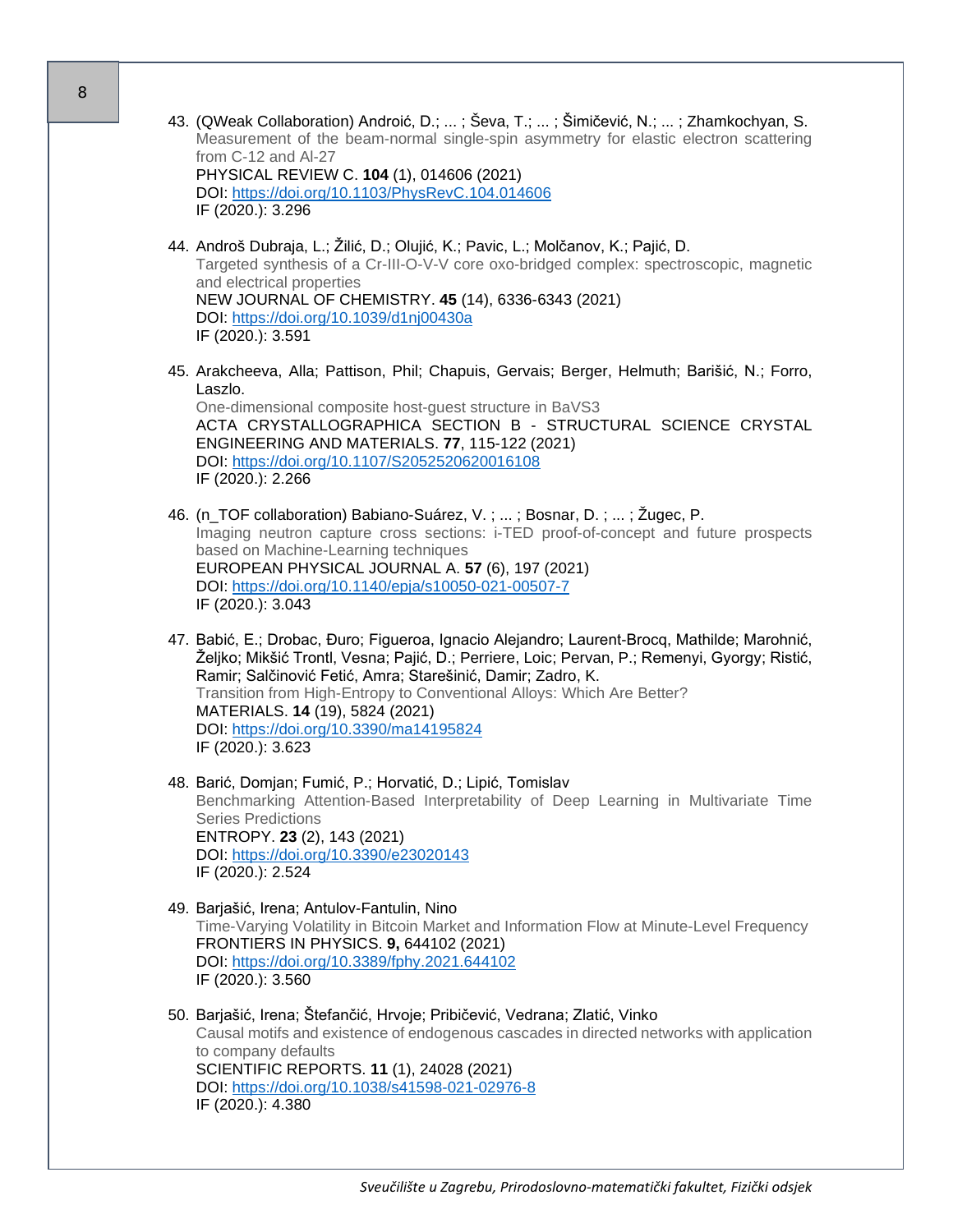43. (QWeak Collaboration) Androić, D.; ... ; Ševa, T.; ... ; Šimičević, N.; ... ; Zhamkochyan, S.
    Measurement of the beam-normal single-spin asymmetry for elastic electron scattering from C-12 and Al-27
    PHYSICAL REVIEW C. **104** (1), 014606 (2021)
    DOI: https://doi.org/10.1103/PhysRevC.104.014606
    IF (2020.): 3.296

44. Androš Dubraja, L.; Žilić, D.; Olujić, K.; Pavic, L.; Molčanov, K.; Pajić, D.
    Targeted synthesis of a Cr-III-O-V-V core oxo-bridged complex: spectroscopic, magnetic and electrical properties
    NEW JOURNAL OF CHEMISTRY. **45** (14), 6336-6343 (2021)
    DOI: https://doi.org/10.1039/d1nj00430a
    IF (2020.): 3.591

45. Arakcheeva, Alla; Pattison, Phil; Chapuis, Gervais; Berger, Helmuth; Barišić, N.; Forro, Laszlo.
    One-dimensional composite host-guest structure in BaVS3
    ACTA CRYSTALLOGRAPHICA SECTION B - STRUCTURAL SCIENCE CRYSTAL ENGINEERING AND MATERIALS. **77**, 115-122 (2021)
    DOI: https://doi.org/10.1107/S2052520620016108
    IF (2020.): 2.266

46. (n_TOF collaboration) Babiano-Suárez, V. ; ... ; Bosnar, D. ; ... ; Žugec, P.
    Imaging neutron capture cross sections: i-TED proof-of-concept and future prospects based on Machine-Learning techniques
    EUROPEAN PHYSICAL JOURNAL A. **57** (6), 197 (2021)
    DOI: https://doi.org/10.1140/epja/s10050-021-00507-7
    IF (2020.): 3.043

47. Babić, E.; Drobac, Đuro; Figueroa, Ignacio Alejandro; Laurent-Brocq, Mathilde; Marohnić, Željko; Mikšić Trontl, Vesna; Pajić, D.; Perriere, Loic; Pervan, P.; Remenyi, Gyorgy; Ristić, Ramir; Salčinović Fetić, Amra; Starešinić, Damir; Zadro, K.
    Transition from High-Entropy to Conventional Alloys: Which Are Better?
    MATERIALS. **14** (19), 5824 (2021)
    DOI: https://doi.org/10.3390/ma14195824
    IF (2020.): 3.623

48. Barić, Domjan; Fumić, P.; Horvatić, D.; Lipić, Tomislav
    Benchmarking Attention-Based Interpretability of Deep Learning in Multivariate Time Series Predictions
    ENTROPY. **23** (2), 143 (2021)
    DOI: https://doi.org/10.3390/e23020143
    IF (2020.): 2.524

49. Barjašić, Irena; Antulov-Fantulin, Nino
    Time-Varying Volatility in Bitcoin Market and Information Flow at Minute-Level Frequency
    FRONTIERS IN PHYSICS. **9,** 644102 (2021)
    DOI: https://doi.org/10.3389/fphy.2021.644102
    IF (2020.): 3.560

50. Barjašić, Irena; Štefančić, Hrvoje; Pribičević, Vedrana; Zlatić, Vinko
    Causal motifs and existence of endogenous cascades in directed networks with application to company defaults
    SCIENTIFIC REPORTS. **11** (1), 24028 (2021)
    DOI: https://doi.org/10.1038/s41598-021-02976-8
    IF (2020.): 4.380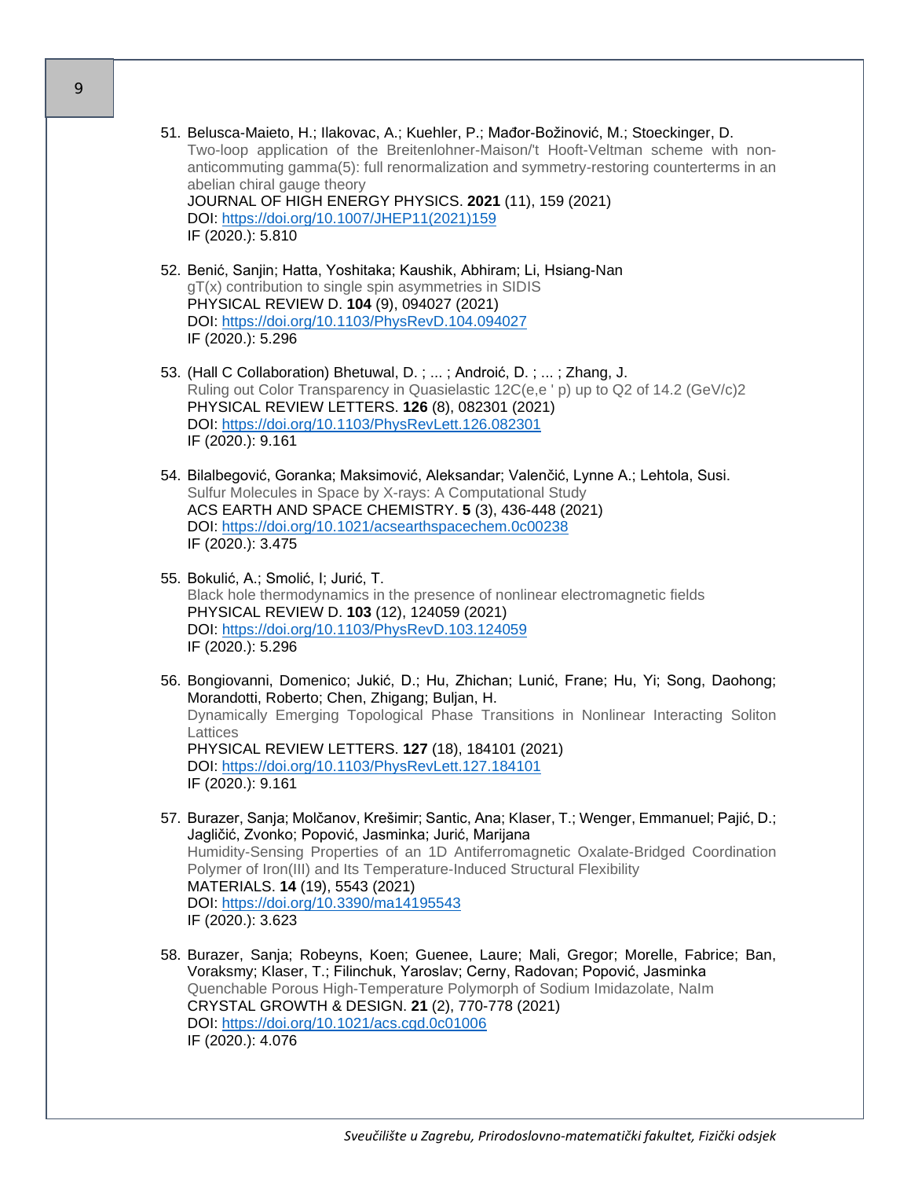51. Belusca-Maieto, H.; Ilakovac, A.; Kuehler, P.; Mađor-Božinović, M.; Stoeckinger, D.
    Two-loop application of the Breitenlohner-Maison/'t Hooft-Veltman scheme with non-anticommuting gamma(5): full renormalization and symmetry-restoring counterterms in an abelian chiral gauge theory
    JOURNAL OF HIGH ENERGY PHYSICS. **2021** (11), 159 (2021)
    DOI: https://doi.org/10.1007/JHEP11(2021)159
    IF (2020.): 5.810

52. Benić, Sanjin; Hatta, Yoshitaka; Kaushik, Abhiram; Li, Hsiang-Nan
    gT(x) contribution to single spin asymmetries in SIDIS
    PHYSICAL REVIEW D. **104** (9), 094027 (2021)
    DOI: https://doi.org/10.1103/PhysRevD.104.094027
    IF (2020.): 5.296

53. (Hall C Collaboration) Bhetuwal, D. ; ... ; Androić, D. ; ... ; Zhang, J.
    Ruling out Color Transparency in Quasielastic 12C(e,e ' p) up to Q2 of 14.2 (GeV/c)2
    PHYSICAL REVIEW LETTERS. **126** (8), 082301 (2021)
    DOI: https://doi.org/10.1103/PhysRevLett.126.082301
    IF (2020.): 9.161

54. Bilalbegović, Goranka; Maksimović, Aleksandar; Valenčić, Lynne A.; Lehtola, Susi.
    Sulfur Molecules in Space by X-rays: A Computational Study
    ACS EARTH AND SPACE CHEMISTRY. **5** (3), 436-448 (2021)
    DOI: https://doi.org/10.1021/acsearthspacechem.0c00238
    IF (2020.): 3.475

55. Bokulić, A.; Smolić, I; Jurić, T.
    Black hole thermodynamics in the presence of nonlinear electromagnetic fields
    PHYSICAL REVIEW D. **103** (12), 124059 (2021)
    DOI: https://doi.org/10.1103/PhysRevD.103.124059
    IF (2020.): 5.296

56. Bongiovanni, Domenico; Jukić, D.; Hu, Zhichan; Lunić, Frane; Hu, Yi; Song, Daohong; Morandotti, Roberto; Chen, Zhigang; Buljan, H.
    Dynamically Emerging Topological Phase Transitions in Nonlinear Interacting Soliton Lattices
    PHYSICAL REVIEW LETTERS. **127** (18), 184101 (2021)
    DOI: https://doi.org/10.1103/PhysRevLett.127.184101
    IF (2020.): 9.161

57. Burazer, Sanja; Molčanov, Krešimir; Santic, Ana; Klaser, T.; Wenger, Emmanuel; Pajić, D.; Jagličić, Zvonko; Popović, Jasminka; Jurić, Marijana
    Humidity-Sensing Properties of an 1D Antiferromagnetic Oxalate-Bridged Coordination Polymer of Iron(III) and Its Temperature-Induced Structural Flexibility
    MATERIALS. **14** (19), 5543 (2021)
    DOI: https://doi.org/10.3390/ma14195543
    IF (2020.): 3.623

58. Burazer, Sanja; Robeyns, Koen; Guenee, Laure; Mali, Gregor; Morelle, Fabrice; Ban, Voraksmy; Klaser, T.; Filinchuk, Yaroslav; Cerny, Radovan; Popović, Jasminka
    Quenchable Porous High-Temperature Polymorph of Sodium Imidazolate, NaIm
    CRYSTAL GROWTH & DESIGN. **21** (2), 770-778 (2021)
    DOI: https://doi.org/10.1021/acs.cgd.0c01006
    IF (2020.): 4.076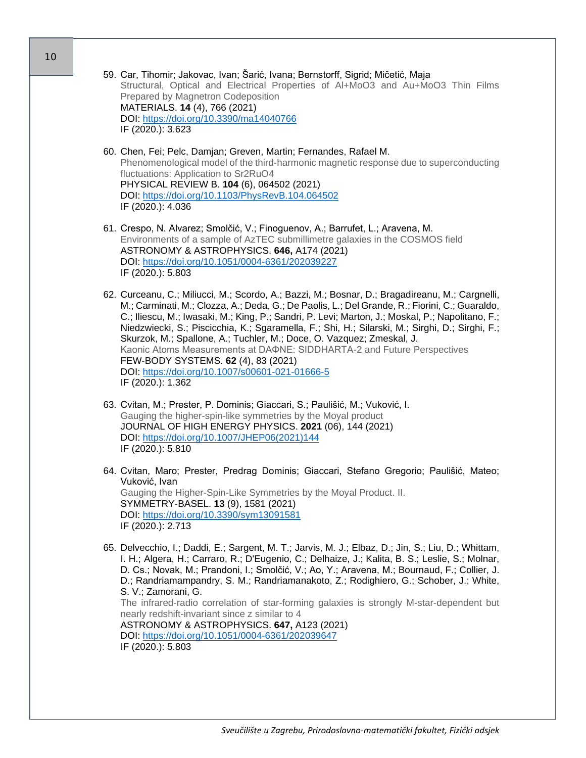59. Car, Tihomir; Jakovac, Ivan; Šarić, Ivana; Bernstorff, Sigrid; Mičetić, Maja
    Structural, Optical and Electrical Properties of Al+MoO3 and Au+MoO3 Thin Films Prepared by Magnetron Codeposition
    MATERIALS. **14** (4), 766 (2021)
    DOI: https://doi.org/10.3390/ma14040766
    IF (2020.): 3.623

60. Chen, Fei; Pelc, Damjan; Greven, Martin; Fernandes, Rafael M.
    Phenomenological model of the third-harmonic magnetic response due to superconducting fluctuations: Application to Sr2RuO4
    PHYSICAL REVIEW B. **104** (6), 064502 (2021)
    DOI: https://doi.org/10.1103/PhysRevB.104.064502
    IF (2020.): 4.036

61. Crespo, N. Alvarez; Smolčić, V.; Finoguenov, A.; Barrufet, L.; Aravena, M.
    Environments of a sample of AzTEC submillimetre galaxies in the COSMOS field
    ASTRONOMY & ASTROPHYSICS. **646,** A174 (2021)
    DOI: https://doi.org/10.1051/0004-6361/202039227
    IF (2020.): 5.803

62. Curceanu, C.; Miliucci, M.; Scordo, A.; Bazzi, M.; Bosnar, D.; Bragadireanu, M.; Cargnelli, M.; Carminati, M.; Clozza, A.; Deda, G.; De Paolis, L.; Del Grande, R.; Fiorini, C.; Guaraldo, C.; Iliescu, M.; Iwasaki, M.; King, P.; Sandri, P. Levi; Marton, J.; Moskal, P.; Napolitano, F.; Niedzwiecki, S.; Piscicchia, K.; Sgaramella, F.; Shi, H.; Silarski, M.; Sirghi, D.; Sirghi, F.; Skurzok, M.; Spallone, A.; Tuchler, M.; Doce, O. Vazquez; Zmeskal, J.
    Kaonic Atoms Measurements at DAΦNE: SIDDHARTA-2 and Future Perspectives
    FEW-BODY SYSTEMS. **62** (4), 83 (2021)
    DOI: https://doi.org/10.1007/s00601-021-01666-5
    IF (2020.): 1.362

63. Cvitan, M.; Prester, P. Dominis; Giaccari, S.; Paulišić, M.; Vuković, I.
    Gauging the higher-spin-like symmetries by the Moyal product
    JOURNAL OF HIGH ENERGY PHYSICS. **2021** (06), 144 (2021)
    DOI: https://doi.org/10.1007/JHEP06(2021)144
    IF (2020.): 5.810

64. Cvitan, Maro; Prester, Predrag Dominis; Giaccari, Stefano Gregorio; Paulišić, Mateo; Vuković, Ivan
    Gauging the Higher-Spin-Like Symmetries by the Moyal Product. II.
    SYMMETRY-BASEL. **13** (9), 1581 (2021)
    DOI: https://doi.org/10.3390/sym13091581
    IF (2020.): 2.713

65. Delvecchio, I.; Daddi, E.; Sargent, M. T.; Jarvis, M. J.; Elbaz, D.; Jin, S.; Liu, D.; Whittam, I. H.; Algera, H.; Carraro, R.; D'Eugenio, C.; Delhaize, J.; Kalita, B. S.; Leslie, S.; Molnar, D. Cs.; Novak, M.; Prandoni, I.; Smolčić, V.; Ao, Y.; Aravena, M.; Bournaud, F.; Collier, J. D.; Randriamampandry, S. M.; Randriamanakoto, Z.; Rodighiero, G.; Schober, J.; White, S. V.; Zamorani, G.
    The infrared-radio correlation of star-forming galaxies is strongly M-star-dependent but nearly redshift-invariant since z similar to 4
    ASTRONOMY & ASTROPHYSICS. **647,** A123 (2021)
    DOI: https://doi.org/10.1051/0004-6361/202039647
    IF (2020.): 5.803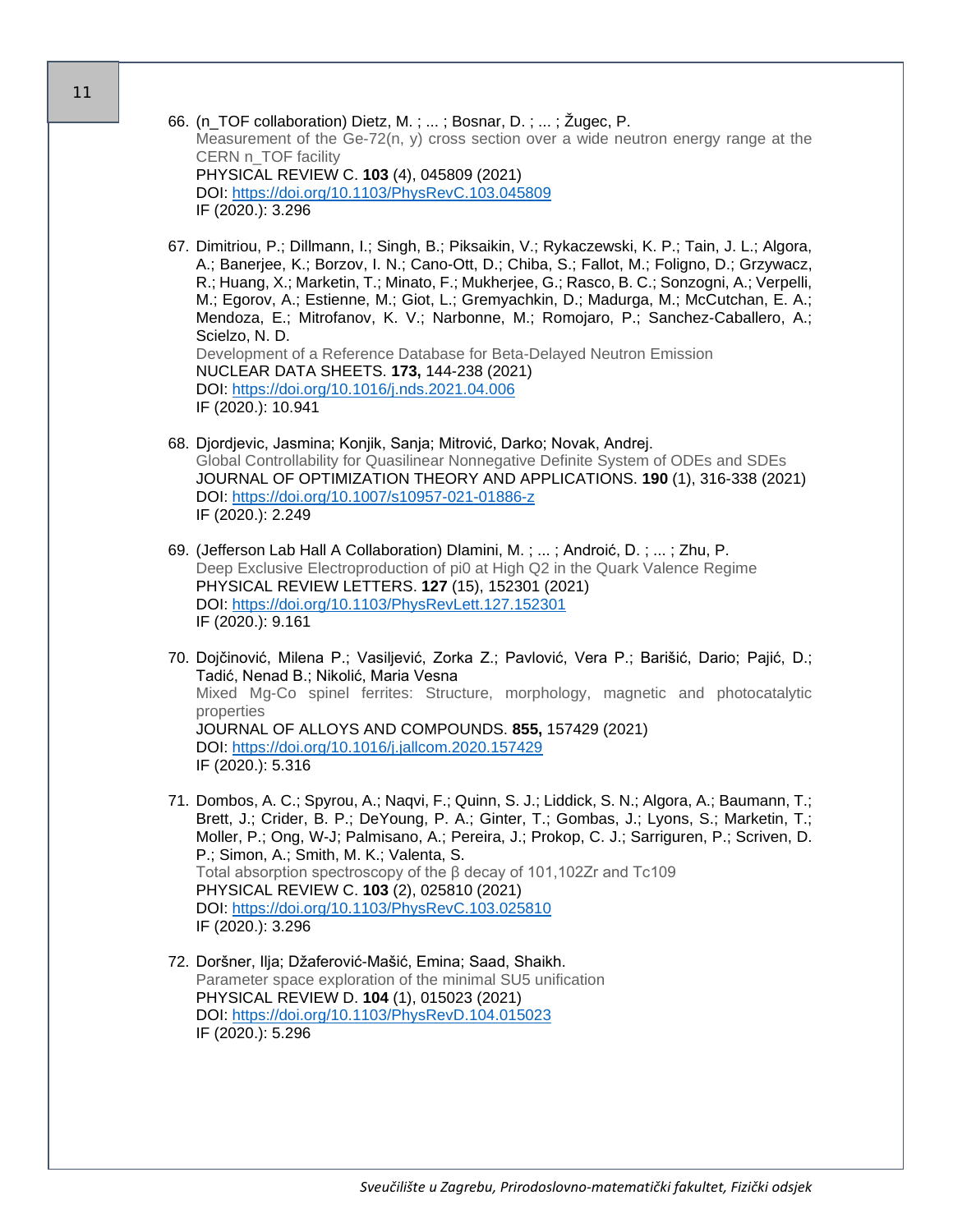66. (n_TOF collaboration) Dietz, M. ; ... ; Bosnar, D. ; ... ; Žugec, P.
    Measurement of the Ge-72(n, γ) cross section over a wide neutron energy range at the CERN n_TOF facility
    PHYSICAL REVIEW C. **103** (4), 045809 (2021)
    DOI: https://doi.org/10.1103/PhysRevC.103.045809
    IF (2020.): 3.296

67. Dimitriou, P.; Dillmann, I.; Singh, B.; Piksaikin, V.; Rykaczewski, K. P.; Tain, J. L.; Algora, A.; Banerjee, K.; Borzov, I. N.; Cano-Ott, D.; Chiba, S.; Fallot, M.; Foligno, D.; Grzywacz, R.; Huang, X.; Marketin, T.; Minato, F.; Mukherjee, G.; Rasco, B. C.; Sonzogni, A.; Verpelli, M.; Egorov, A.; Estienne, M.; Giot, L.; Gremyachkin, D.; Madurga, M.; McCutchan, E. A.; Mendoza, E.; Mitrofanov, K. V.; Narbonne, M.; Romojaro, P.; Sanchez-Caballero, A.; Scielzo, N. D.
    Development of a Reference Database for Beta-Delayed Neutron Emission
    NUCLEAR DATA SHEETS. **173,** 144-238 (2021)
    DOI: https://doi.org/10.1016/j.nds.2021.04.006
    IF (2020.): 10.941

68. Djordjevic, Jasmina; Konjik, Sanja; Mitrović, Darko; Novak, Andrej.
    Global Controllability for Quasilinear Nonnegative Definite System of ODEs and SDEs
    JOURNAL OF OPTIMIZATION THEORY AND APPLICATIONS. **190** (1), 316-338 (2021)
    DOI: https://doi.org/10.1007/s10957-021-01886-z
    IF (2020.): 2.249

69. (Jefferson Lab Hall A Collaboration) Dlamini, M. ; ... ; Androić, D. ; ... ; Zhu, P.
    Deep Exclusive Electroproduction of pi0 at High Q2 in the Quark Valence Regime
    PHYSICAL REVIEW LETTERS. **127** (15), 152301 (2021)
    DOI: https://doi.org/10.1103/PhysRevLett.127.152301
    IF (2020.): 9.161

70. Dojčinović, Milena P.; Vasiljević, Zorka Z.; Pavlović, Vera P.; Barišić, Dario; Pajić, D.; Tadić, Nenad B.; Nikolić, Maria Vesna
    Mixed Mg-Co spinel ferrites: Structure, morphology, magnetic and photocatalytic properties
    JOURNAL OF ALLOYS AND COMPOUNDS. **855,** 157429 (2021)
    DOI: https://doi.org/10.1016/j.jallcom.2020.157429
    IF (2020.): 5.316

71. Dombos, A. C.; Spyrou, A.; Naqvi, F.; Quinn, S. J.; Liddick, S. N.; Algora, A.; Baumann, T.; Brett, J.; Crider, B. P.; DeYoung, P. A.; Ginter, T.; Gombas, J.; Lyons, S.; Marketin, T.; Moller, P.; Ong, W-J; Palmisano, A.; Pereira, J.; Prokop, C. J.; Sarriguren, P.; Scriven, D. P.; Simon, A.; Smith, M. K.; Valenta, S.
    Total absorption spectroscopy of the β decay of 101,102Zr and Tc109
    PHYSICAL REVIEW C. **103** (2), 025810 (2021)
    DOI: https://doi.org/10.1103/PhysRevC.103.025810
    IF (2020.): 3.296

72. Doršner, Ilja; Džaferović-Mašić, Emina; Saad, Shaikh.
    Parameter space exploration of the minimal SU5 unification
    PHYSICAL REVIEW D. **104** (1), 015023 (2021)
    DOI: https://doi.org/10.1103/PhysRevD.104.015023
    IF (2020.): 5.296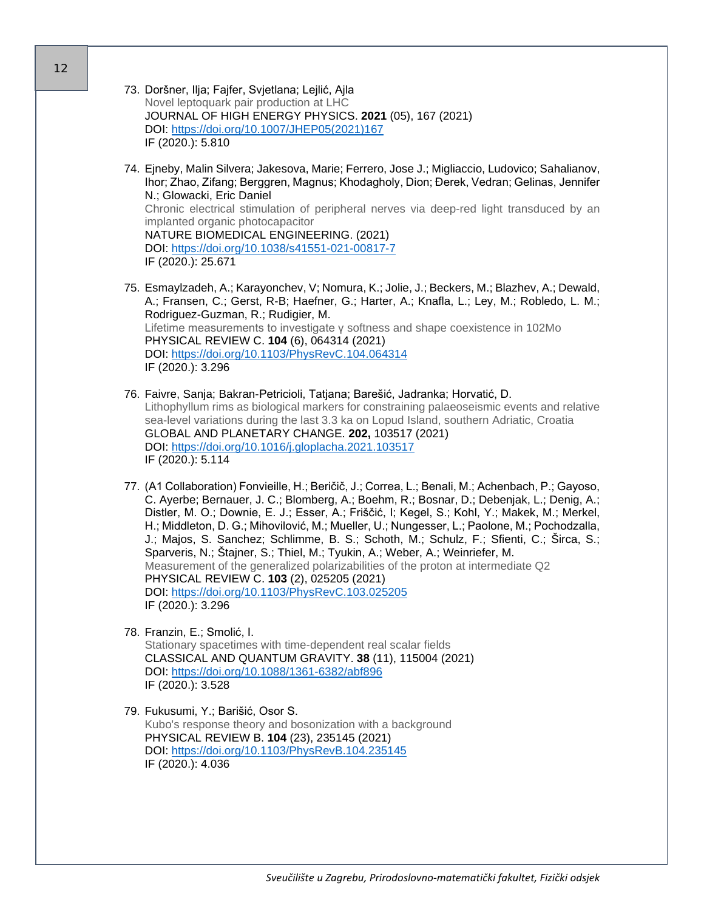73. Doršner, Ilja; Fajfer, Svjetlana; Lejlić, Ajla
    Novel leptoquark pair production at LHC
    JOURNAL OF HIGH ENERGY PHYSICS. **2021** (05), 167 (2021)
    DOI: https://doi.org/10.1007/JHEP05(2021)167
    IF (2020.): 5.810

74. Ejneby, Malin Silvera; Jakesova, Marie; Ferrero, Jose J.; Migliaccio, Ludovico; Sahalianov, Ihor; Zhao, Zifang; Berggren, Magnus; Khodagholy, Dion; Đerek, Vedran; Gelinas, Jennifer N.; Glowacki, Eric Daniel
    Chronic electrical stimulation of peripheral nerves via deep-red light transduced by an implanted organic photocapacitor
    NATURE BIOMEDICAL ENGINEERING. (2021)
    DOI: https://doi.org/10.1038/s41551-021-00817-7
    IF (2020.): 25.671

75. Esmaylzadeh, A.; Karayonchev, V; Nomura, K.; Jolie, J.; Beckers, M.; Blazhev, A.; Dewald, A.; Fransen, C.; Gerst, R-B; Haefner, G.; Harter, A.; Knafla, L.; Ley, M.; Robledo, L. M.; Rodriguez-Guzman, R.; Rudigier, M.
    Lifetime measurements to investigate γ softness and shape coexistence in 102Mo
    PHYSICAL REVIEW C. **104** (6), 064314 (2021)
    DOI: https://doi.org/10.1103/PhysRevC.104.064314
    IF (2020.): 3.296

76. Faivre, Sanja; Bakran-Petricioli, Tatjana; Barešić, Jadranka; Horvatić, D.
    Lithophyllum rims as biological markers for constraining palaeoseismic events and relative sea-level variations during the last 3.3 ka on Lopud Island, southern Adriatic, Croatia
    GLOBAL AND PLANETARY CHANGE. **202,** 103517 (2021)
    DOI: https://doi.org/10.1016/j.gloplacha.2021.103517
    IF (2020.): 5.114

77. (A1 Collaboration) Fonvieille, H.; Beričič, J.; Correa, L.; Benali, M.; Achenbach, P.; Gayoso, C. Ayerbe; Bernauer, J. C.; Blomberg, A.; Boehm, R.; Bosnar, D.; Debenjak, L.; Denig, A.; Distler, M. O.; Downie, E. J.; Esser, A.; Friščić, I; Kegel, S.; Kohl, Y.; Makek, M.; Merkel, H.; Middleton, D. G.; Mihovilović, M.; Mueller, U.; Nungesser, L.; Paolone, M.; Pochodzalla, J.; Majos, S. Sanchez; Schlimme, B. S.; Schoth, M.; Schulz, F.; Sfienti, C.; Širca, S.; Sparveris, N.; Štajner, S.; Thiel, M.; Tyukin, A.; Weber, A.; Weinriefer, M.
    Measurement of the generalized polarizabilities of the proton at intermediate Q2
    PHYSICAL REVIEW C. **103** (2), 025205 (2021)
    DOI: https://doi.org/10.1103/PhysRevC.103.025205
    IF (2020.): 3.296

78. Franzin, E.; Smolić, I.
    Stationary spacetimes with time-dependent real scalar fields
    CLASSICAL AND QUANTUM GRAVITY. **38** (11), 115004 (2021)
    DOI: https://doi.org/10.1088/1361-6382/abf896
    IF (2020.): 3.528

79. Fukusumi, Y.; Barišić, Osor S.
    Kubo's response theory and bosonization with a background
    PHYSICAL REVIEW B. **104** (23), 235145 (2021)
    DOI: https://doi.org/10.1103/PhysRevB.104.235145
    IF (2020.): 4.036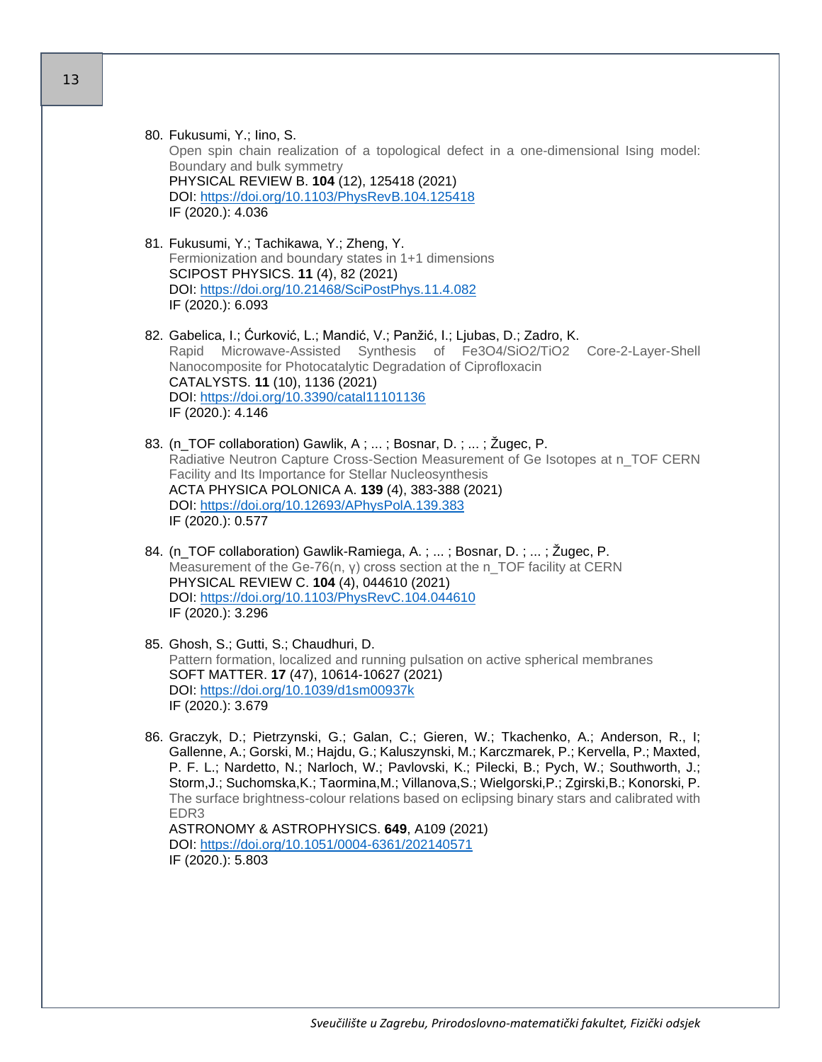80. Fukusumi, Y.; Iino, S.
    Open spin chain realization of a topological defect in a one-dimensional Ising model: Boundary and bulk symmetry
    PHYSICAL REVIEW B. **104** (12), 125418 (2021)
    DOI: https://doi.org/10.1103/PhysRevB.104.125418
    IF (2020.): 4.036

81. Fukusumi, Y.; Tachikawa, Y.; Zheng, Y.
    Fermionization and boundary states in 1+1 dimensions
    SCIPOST PHYSICS. **11** (4), 82 (2021)
    DOI: https://doi.org/10.21468/SciPostPhys.11.4.082
    IF (2020.): 6.093

82. Gabelica, I.; Ćurković, L.; Mandić, V.; Panžić, I.; Ljubas, D.; Zadro, K.
    Rapid Microwave-Assisted Synthesis of $Fe_3O_4/SiO_2/TiO_2$ Core-2-Layer-Shell Nanocomposite for Photocatalytic Degradation of Ciprofloxacin
    CATALYSTS. **11** (10), 1136 (2021)
    DOI: https://doi.org/10.3390/catal11101136
    IF (2020.): 4.146

83. (n_TOF collaboration) Gawlik, A ; ... ; Bosnar, D. ; ... ; Žugec, P.
    Radiative Neutron Capture Cross-Section Measurement of Ge Isotopes at n_TOF CERN Facility and Its Importance for Stellar Nucleosynthesis
    ACTA PHYSICA POLONICA A. **139** (4), 383-388 (2021)
    DOI: https://doi.org/10.12693/APhysPolA.139.383
    IF (2020.): 0.577

84. (n_TOF collaboration) Gawlik-Ramiega, A. ; ... ; Bosnar, D. ; ... ; Žugec, P.
    Measurement of the Ge-76(n, γ) cross section at the n_TOF facility at CERN
    PHYSICAL REVIEW C. **104** (4), 044610 (2021)
    DOI: https://doi.org/10.1103/PhysRevC.104.044610
    IF (2020.): 3.296

85. Ghosh, S.; Gutti, S.; Chaudhuri, D.
    Pattern formation, localized and running pulsation on active spherical membranes
    SOFT MATTER. **17** (47), 10614-10627 (2021)
    DOI: https://doi.org/10.1039/d1sm00937k
    IF (2020.): 3.679

86. Graczyk, D.; Pietrzynski, G.; Galan, C.; Gieren, W.; Tkachenko, A.; Anderson, R., I; Gallenne, A.; Gorski, M.; Hajdu, G.; Kaluszynski, M.; Karczmarek, P.; Kervella, P.; Maxted, P. F. L.; Nardetto, N.; Narloch, W.; Pavlovski, K.; Pilecki, B.; Pych, W.; Southworth, J.; Storm,J.; Suchomska,K.; Taormina,M.; Villanova,S.; Wielgorski,P.; Zgirski,B.; Konorski, P.
    The surface brightness-colour relations based on eclipsing binary stars and calibrated with EDR3
    ASTRONOMY & ASTROPHYSICS. **649**, A109 (2021)
    DOI: https://doi.org/10.1051/0004-6361/202140571
    IF (2020.): 5.803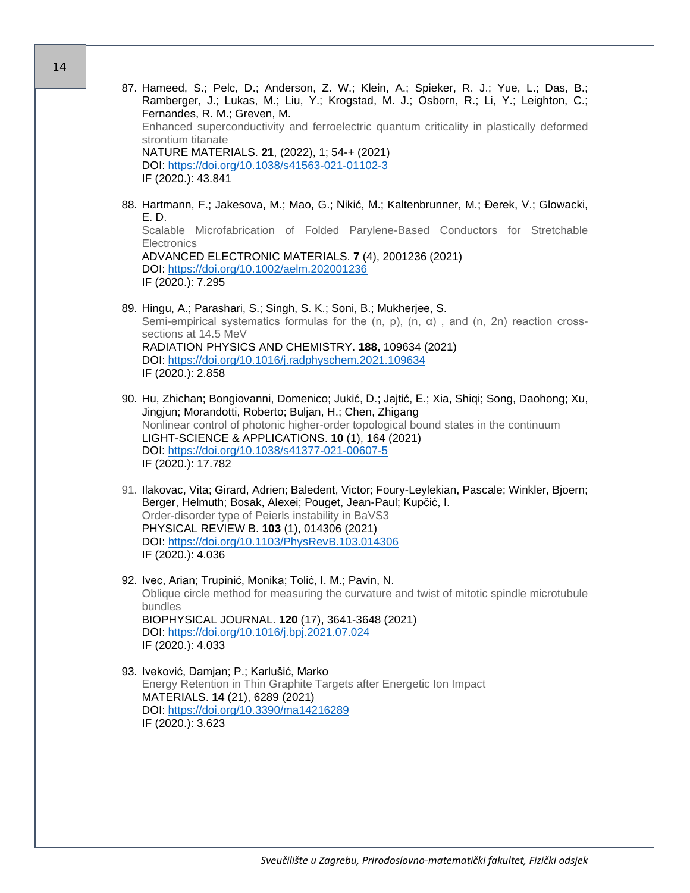87. Hameed, S.; Pelc, D.; Anderson, Z. W.; Klein, A.; Spieker, R. J.; Yue, L.; Das, B.; Ramberger, J.; Lukas, M.; Liu, Y.; Krogstad, M. J.; Osborn, R.; Li, Y.; Leighton, C.; Fernandes, R. M.; Greven, M.
   Enhanced superconductivity and ferroelectric quantum criticality in plastically deformed strontium titanate
   NATURE MATERIALS. **21**, (2022), 1; 54-+ (2021)
   DOI: https://doi.org/10.1038/s41563-021-01102-3
   IF (2020.): 43.841

88. Hartmann, F.; Jakesova, M.; Mao, G.; Nikić, M.; Kaltenbrunner, M.; Đerek, V.; Glowacki, E. D.
   Scalable Microfabrication of Folded Parylene-Based Conductors for Stretchable Electronics
   ADVANCED ELECTRONIC MATERIALS. **7** (4), 2001236 (2021)
   DOI: https://doi.org/10.1002/aelm.202001236
   IF (2020.): 7.295

89. Hingu, A.; Parashari, S.; Singh, S. K.; Soni, B.; Mukherjee, S.
   Semi-empirical systematics formulas for the (n, p), (n, α) , and (n, 2n) reaction cross-sections at 14.5 MeV
   RADIATION PHYSICS AND CHEMISTRY. **188,** 109634 (2021)
   DOI: https://doi.org/10.1016/j.radphyschem.2021.109634
   IF (2020.): 2.858

90. Hu, Zhichan; Bongiovanni, Domenico; Jukić, D.; Jajtić, E.; Xia, Shiqi; Song, Daohong; Xu, Jingjun; Morandotti, Roberto; Buljan, H.; Chen, Zhigang
   Nonlinear control of photonic higher-order topological bound states in the continuum
   LIGHT-SCIENCE & APPLICATIONS. **10** (1), 164 (2021)
   DOI: https://doi.org/10.1038/s41377-021-00607-5
   IF (2020.): 17.782

91. Ilakovac, Vita; Girard, Adrien; Baledent, Victor; Foury-Leylekian, Pascale; Winkler, Bjoern; Berger, Helmuth; Bosak, Alexei; Pouget, Jean-Paul; Kupčić, I.
   Order-disorder type of Peierls instability in BaVS3
   PHYSICAL REVIEW B. **103** (1), 014306 (2021)
   DOI: https://doi.org/10.1103/PhysRevB.103.014306
   IF (2020.): 4.036

92. Ivec, Arian; Trupinić, Monika; Tolić, I. M.; Pavin, N.
   Oblique circle method for measuring the curvature and twist of mitotic spindle microtubule bundles
   BIOPHYSICAL JOURNAL. **120** (17), 3641-3648 (2021)
   DOI: https://doi.org/10.1016/j.bpj.2021.07.024
   IF (2020.): 4.033

93. Iveković, Damjan; P.; Karlušić, Marko
   Energy Retention in Thin Graphite Targets after Energetic Ion Impact
   MATERIALS. **14** (21), 6289 (2021)
   DOI: https://doi.org/10.3390/ma14216289
   IF (2020.): 3.623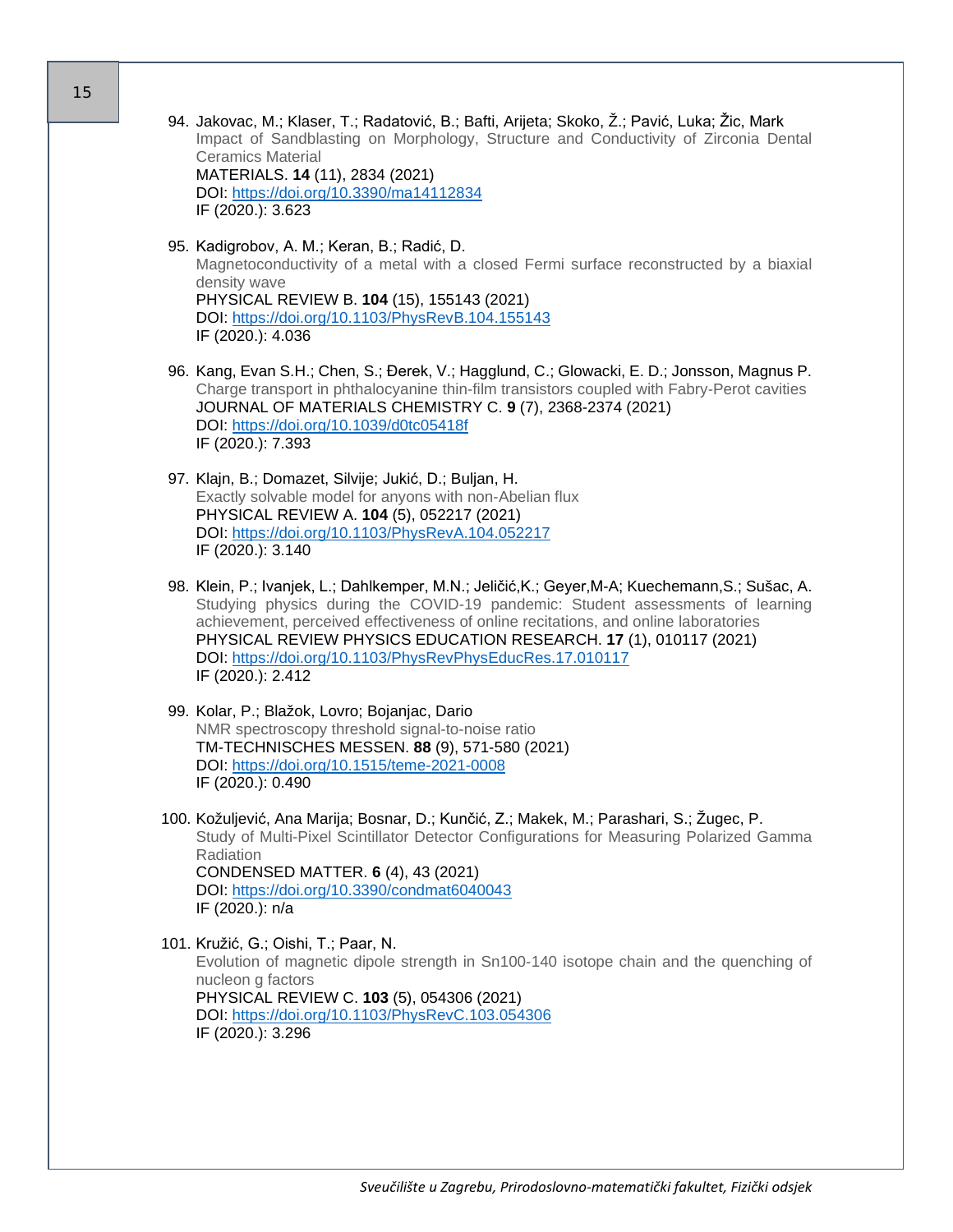94. Jakovac, M.; Klaser, T.; Radatović, B.; Bafti, Arijeta; Skoko, Ž.; Pavić, Luka; Žic, Mark
    Impact of Sandblasting on Morphology, Structure and Conductivity of Zirconia Dental Ceramics Material
    MATERIALS. **14** (11), 2834 (2021)
    DOI: https://doi.org/10.3390/ma14112834
    IF (2020.): 3.623

95. Kadigrobov, A. M.; Keran, B.; Radić, D.
    Magnetoconductivity of a metal with a closed Fermi surface reconstructed by a biaxial density wave
    PHYSICAL REVIEW B. **104** (15), 155143 (2021)
    DOI: https://doi.org/10.1103/PhysRevB.104.155143
    IF (2020.): 4.036

96. Kang, Evan S.H.; Chen, S.; Đerek, V.; Hagglund, C.; Glowacki, E. D.; Jonsson, Magnus P.
    Charge transport in phthalocyanine thin-film transistors coupled with Fabry-Perot cavities
    JOURNAL OF MATERIALS CHEMISTRY C. **9** (7), 2368-2374 (2021)
    DOI: https://doi.org/10.1039/d0tc05418f
    IF (2020.): 7.393

97. Klajn, B.; Domazet, Silvije; Jukić, D.; Buljan, H.
    Exactly solvable model for anyons with non-Abelian flux
    PHYSICAL REVIEW A. **104** (5), 052217 (2021)
    DOI: https://doi.org/10.1103/PhysRevA.104.052217
    IF (2020.): 3.140

98. Klein, P.; Ivanjek, L.; Dahlkemper, M.N.; Jeličić,K.; Geyer,M-A; Kuechemann,S.; Sušac, A.
    Studying physics during the COVID-19 pandemic: Student assessments of learning achievement, perceived effectiveness of online recitations, and online laboratories
    PHYSICAL REVIEW PHYSICS EDUCATION RESEARCH. **17** (1), 010117 (2021)
    DOI: https://doi.org/10.1103/PhysRevPhysEducRes.17.010117
    IF (2020.): 2.412

99. Kolar, P.; Blažok, Lovro; Bojanjac, Dario
    NMR spectroscopy threshold signal-to-noise ratio
    TM-TECHNISCHES MESSEN. **88** (9), 571-580 (2021)
    DOI: https://doi.org/10.1515/teme-2021-0008
    IF (2020.): 0.490

100. Kožuljević, Ana Marija; Bosnar, D.; Kunčić, Z.; Makek, M.; Parashari, S.; Žugec, P.
    Study of Multi-Pixel Scintillator Detector Configurations for Measuring Polarized Gamma Radiation
    CONDENSED MATTER. **6** (4), 43 (2021)
    DOI: https://doi.org/10.3390/condmat6040043
    IF (2020.): n/a

101. Kružić, G.; Oishi, T.; Paar, N.
    Evolution of magnetic dipole strength in Sn100-140 isotope chain and the quenching of nucleon g factors
    PHYSICAL REVIEW C. **103** (5), 054306 (2021)
    DOI: https://doi.org/10.1103/PhysRevC.103.054306
    IF (2020.): 3.296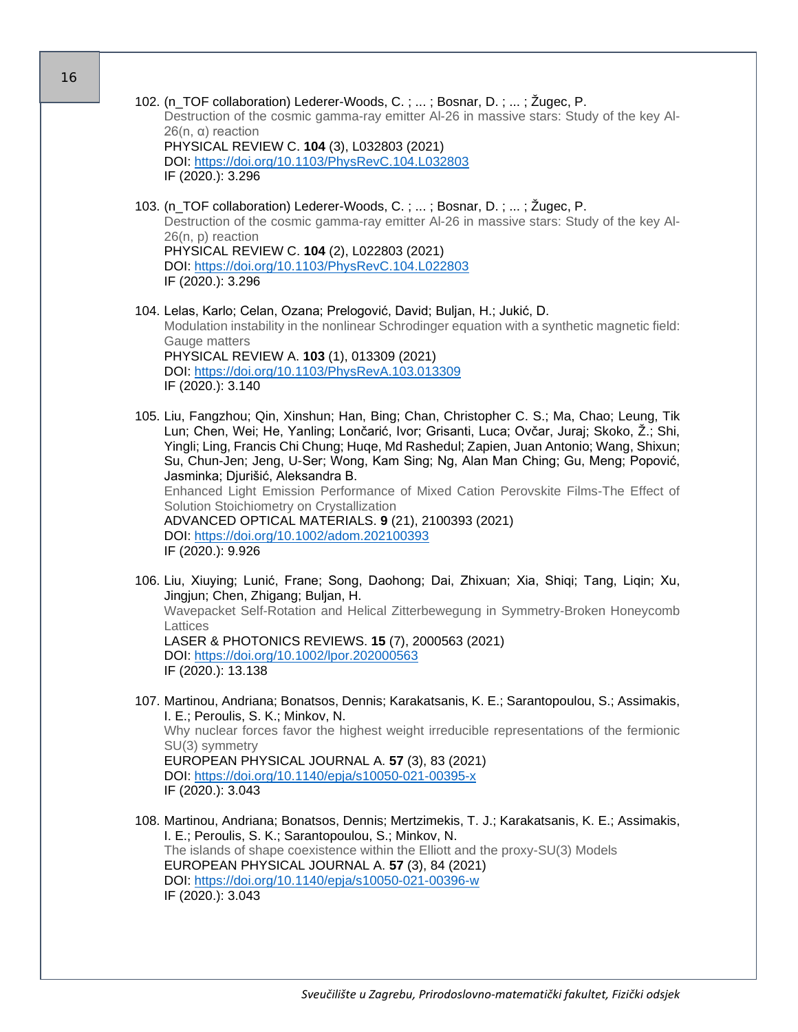102. (n_TOF collaboration) Lederer-Woods, C. ; ... ; Bosnar, D. ; ... ; Žugec, P.
   Destruction of the cosmic gamma-ray emitter Al-26 in massive stars: Study of the key Al-26(n, α) reaction
   PHYSICAL REVIEW C. **104** (3), L032803 (2021)
   DOI: https://doi.org/10.1103/PhysRevC.104.L032803
   IF (2020.): 3.296

103. (n_TOF collaboration) Lederer-Woods, C. ; ... ; Bosnar, D. ; ... ; Žugec, P.
   Destruction of the cosmic gamma-ray emitter Al-26 in massive stars: Study of the key Al-26(n, p) reaction
   PHYSICAL REVIEW C. **104** (2), L022803 (2021)
   DOI: https://doi.org/10.1103/PhysRevC.104.L022803
   IF (2020.): 3.296

104. Lelas, Karlo; Celan, Ozana; Prelogović, David; Buljan, H.; Jukić, D.
   Modulation instability in the nonlinear Schrodinger equation with a synthetic magnetic field: Gauge matters
   PHYSICAL REVIEW A. **103** (1), 013309 (2021)
   DOI: https://doi.org/10.1103/PhysRevA.103.013309
   IF (2020.): 3.140

105. Liu, Fangzhou; Qin, Xinshun; Han, Bing; Chan, Christopher C. S.; Ma, Chao; Leung, Tik Lun; Chen, Wei; He, Yanling; Lončarić, Ivor; Grisanti, Luca; Ovčar, Juraj; Skoko, Ž.; Shi, Yingli; Ling, Francis Chi Chung; Huqe, Md Rashedul; Zapien, Juan Antonio; Wang, Shixun; Su, Chun-Jen; Jeng, U-Ser; Wong, Kam Sing; Ng, Alan Man Ching; Gu, Meng; Popović, Jasminka; Djurišić, Aleksandra B.
   Enhanced Light Emission Performance of Mixed Cation Perovskite Films-The Effect of Solution Stoichiometry on Crystallization
   ADVANCED OPTICAL MATERIALS. **9** (21), 2100393 (2021)
   DOI: https://doi.org/10.1002/adom.202100393
   IF (2020.): 9.926

106. Liu, Xiuying; Lunić, Frane; Song, Daohong; Dai, Zhixuan; Xia, Shiqi; Tang, Liqin; Xu, Jingjun; Chen, Zhigang; Buljan, H.
   Wavepacket Self-Rotation and Helical Zitterbewegung in Symmetry-Broken Honeycomb Lattices
   LASER & PHOTONICS REVIEWS. **15** (7), 2000563 (2021)
   DOI: https://doi.org/10.1002/lpor.202000563
   IF (2020.): 13.138

107. Martinou, Andriana; Bonatsos, Dennis; Karakatsanis, K. E.; Sarantopoulou, S.; Assimakis, I. E.; Peroulis, S. K.; Minkov, N.
   Why nuclear forces favor the highest weight irreducible representations of the fermionic SU(3) symmetry
   EUROPEAN PHYSICAL JOURNAL A. **57** (3), 83 (2021)
   DOI: https://doi.org/10.1140/epja/s10050-021-00395-x
   IF (2020.): 3.043

108. Martinou, Andriana; Bonatsos, Dennis; Mertzimekis, T. J.; Karakatsanis, K. E.; Assimakis, I. E.; Peroulis, S. K.; Sarantopoulou, S.; Minkov, N.
   The islands of shape coexistence within the Elliott and the proxy-SU(3) Models
   EUROPEAN PHYSICAL JOURNAL A. **57** (3), 84 (2021)
   DOI: https://doi.org/10.1140/epja/s10050-021-00396-w
   IF (2020.): 3.043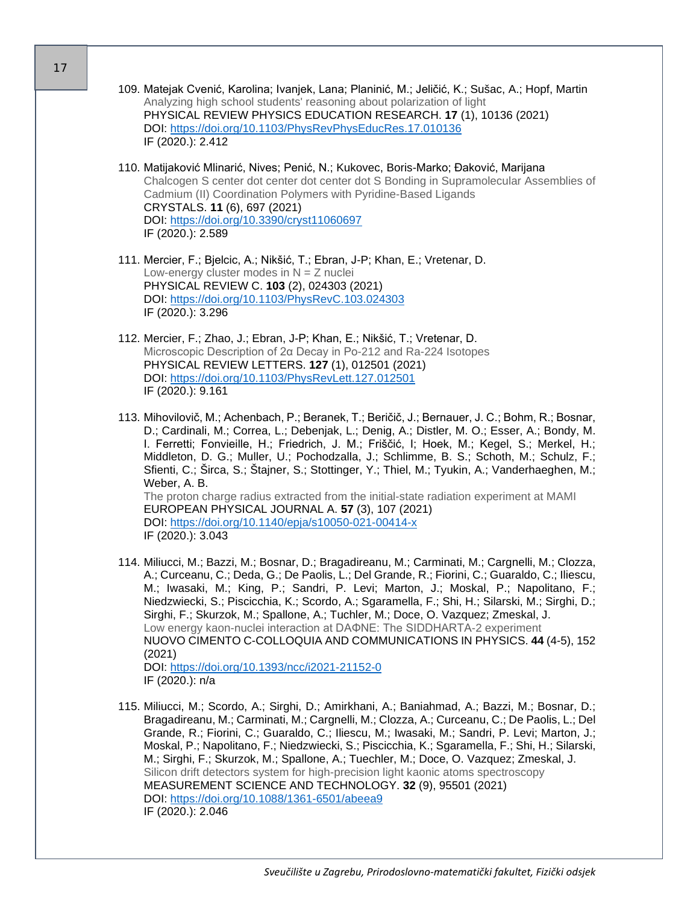109. Matejak Cvenić, Karolina; Ivanjek, Lana; Planinić, M.; Jeličić, K.; Sušac, A.; Hopf, Martin
     Analyzing high school students' reasoning about polarization of light
     PHYSICAL REVIEW PHYSICS EDUCATION RESEARCH. **17** (1), 10136 (2021)
     DOI: https://doi.org/10.1103/PhysRevPhysEducRes.17.010136
     IF (2020.): 2.412

110. Matijaković Mlinarić, Nives; Penić, N.; Kukovec, Boris-Marko; Đaković, Marijana
     Chalcogen S center dot center dot center dot S Bonding in Supramolecular Assemblies of Cadmium (II) Coordination Polymers with Pyridine-Based Ligands
     CRYSTALS. **11** (6), 697 (2021)
     DOI: https://doi.org/10.3390/cryst11060697
     IF (2020.): 2.589

111. Mercier, F.; Bjelcic, A.; Nikšić, T.; Ebran, J-P; Khan, E.; Vretenar, D.
     Low-energy cluster modes in N = Z nuclei
     PHYSICAL REVIEW C. **103** (2), 024303 (2021)
     DOI: https://doi.org/10.1103/PhysRevC.103.024303
     IF (2020.): 3.296

112. Mercier, F.; Zhao, J.; Ebran, J-P; Khan, E.; Nikšić, T.; Vretenar, D.
     Microscopic Description of 2α Decay in Po-212 and Ra-224 Isotopes
     PHYSICAL REVIEW LETTERS. **127** (1), 012501 (2021)
     DOI: https://doi.org/10.1103/PhysRevLett.127.012501
     IF (2020.): 9.161

113. Mihovilovič, M.; Achenbach, P.; Beranek, T.; Beričič, J.; Bernauer, J. C.; Bohm, R.; Bosnar, D.; Cardinali, M.; Correa, L.; Debenjak, L.; Denig, A.; Distler, M. O.; Esser, A.; Bondy, M. I. Ferretti; Fonvieille, H.; Friedrich, J. M.; Friščić, I; Hoek, M.; Kegel, S.; Merkel, H.; Middleton, D. G.; Muller, U.; Pochodzalla, J.; Schlimme, B. S.; Schoth, M.; Schulz, F.; Sfienti, C.; Širca, S.; Štajner, S.; Stottinger, Y.; Thiel, M.; Tyukin, A.; Vanderhaeghen, M.; Weber, A. B.
     The proton charge radius extracted from the initial-state radiation experiment at MAMI
     EUROPEAN PHYSICAL JOURNAL A. **57** (3), 107 (2021)
     DOI: https://doi.org/10.1140/epja/s10050-021-00414-x
     IF (2020.): 3.043

114. Miliucci, M.; Bazzi, M.; Bosnar, D.; Bragadireanu, M.; Carminati, M.; Cargnelli, M.; Clozza, A.; Curceanu, C.; Deda, G.; De Paolis, L.; Del Grande, R.; Fiorini, C.; Guaraldo, C.; Iliescu, M.; Iwasaki, M.; King, P.; Sandri, P. Levi; Marton, J.; Moskal, P.; Napolitano, F.; Niedzwiecki, S.; Piscicchia, K.; Scordo, A.; Sgaramella, F.; Shi, H.; Silarski, M.; Sirghi, D.; Sirghi, F.; Skurzok, M.; Spallone, A.; Tuchler, M.; Doce, O. Vazquez; Zmeskal, J.
     Low energy kaon-nuclei interaction at DAΦNE: The SIDDHARTA-2 experiment
     NUOVO CIMENTO C-COLLOQUIA AND COMMUNICATIONS IN PHYSICS. **44** (4-5), 152 (2021)
     DOI: https://doi.org/10.1393/ncc/i2021-21152-0
     IF (2020.): n/a

115. Miliucci, M.; Scordo, A.; Sirghi, D.; Amirkhani, A.; Baniahmad, A.; Bazzi, M.; Bosnar, D.; Bragadireanu, M.; Carminati, M.; Cargnelli, M.; Clozza, A.; Curceanu, C.; De Paolis, L.; Del Grande, R.; Fiorini, C.; Guaraldo, C.; Iliescu, M.; Iwasaki, M.; Sandri, P. Levi; Marton, J.; Moskal, P.; Napolitano, F.; Niedzwiecki, S.; Piscicchia, K.; Sgaramella, F.; Shi, H.; Silarski, M.; Sirghi, F.; Skurzok, M.; Spallone, A.; Tuechler, M.; Doce, O. Vazquez; Zmeskal, J.
     Silicon drift detectors system for high-precision light kaonic atoms spectroscopy
     MEASUREMENT SCIENCE AND TECHNOLOGY. **32** (9), 95501 (2021)
     DOI: https://doi.org/10.1088/1361-6501/abeea9
     IF (2020.): 2.046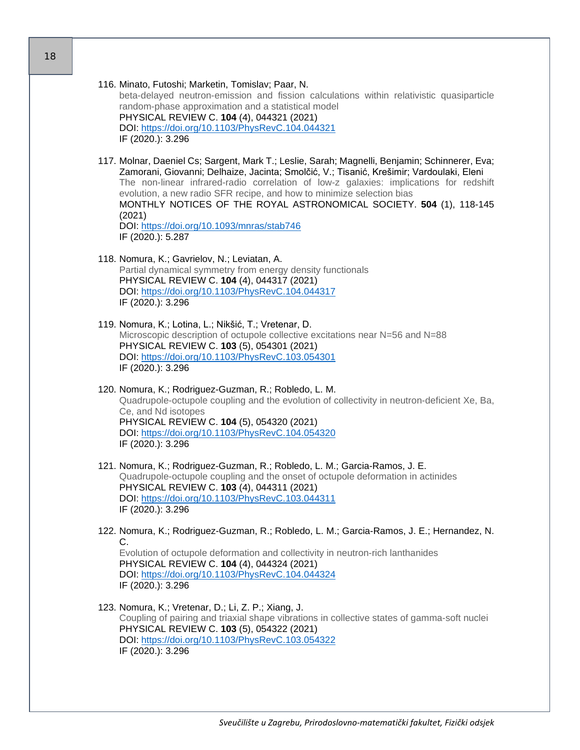116. Minato, Futoshi; Marketin, Tomislav; Paar, N.
    beta-delayed neutron-emission and fission calculations within relativistic quasiparticle random-phase approximation and a statistical model
    PHYSICAL REVIEW C. **104** (4), 044321 (2021)
    DOI: https://doi.org/10.1103/PhysRevC.104.044321
    IF (2020.): 3.296

117. Molnar, Daeniel Cs; Sargent, Mark T.; Leslie, Sarah; Magnelli, Benjamin; Schinnerer, Eva; Zamorani, Giovanni; Delhaize, Jacinta; Smolčić, V.; Tisanić, Krešimir; Vardoulaki, Eleni
    The non-linear infrared-radio correlation of low-z galaxies: implications for redshift evolution, a new radio SFR recipe, and how to minimize selection bias
    MONTHLY NOTICES OF THE ROYAL ASTRONOMICAL SOCIETY. **504** (1), 118-145 (2021)
    DOI: https://doi.org/10.1093/mnras/stab746
    IF (2020.): 5.287

118. Nomura, K.; Gavrielov, N.; Leviatan, A.
    Partial dynamical symmetry from energy density functionals
    PHYSICAL REVIEW C. **104** (4), 044317 (2021)
    DOI: https://doi.org/10.1103/PhysRevC.104.044317
    IF (2020.): 3.296

119. Nomura, K.; Lotina, L.; Nikšić, T.; Vretenar, D.
    Microscopic description of octupole collective excitations near N=56 and N=88
    PHYSICAL REVIEW C. **103** (5), 054301 (2021)
    DOI: https://doi.org/10.1103/PhysRevC.103.054301
    IF (2020.): 3.296

120. Nomura, K.; Rodriguez-Guzman, R.; Robledo, L. M.
    Quadrupole-octupole coupling and the evolution of collectivity in neutron-deficient Xe, Ba, Ce, and Nd isotopes
    PHYSICAL REVIEW C. **104** (5), 054320 (2021)
    DOI: https://doi.org/10.1103/PhysRevC.104.054320
    IF (2020.): 3.296

121. Nomura, K.; Rodriguez-Guzman, R.; Robledo, L. M.; Garcia-Ramos, J. E.
    Quadrupole-octupole coupling and the onset of octupole deformation in actinides
    PHYSICAL REVIEW C. **103** (4), 044311 (2021)
    DOI: https://doi.org/10.1103/PhysRevC.103.044311
    IF (2020.): 3.296

122. Nomura, K.; Rodriguez-Guzman, R.; Robledo, L. M.; Garcia-Ramos, J. E.; Hernandez, N. C.
    Evolution of octupole deformation and collectivity in neutron-rich lanthanides
    PHYSICAL REVIEW C. **104** (4), 044324 (2021)
    DOI: https://doi.org/10.1103/PhysRevC.104.044324
    IF (2020.): 3.296

123. Nomura, K.; Vretenar, D.; Li, Z. P.; Xiang, J.
    Coupling of pairing and triaxial shape vibrations in collective states of gamma-soft nuclei
    PHYSICAL REVIEW C. **103** (5), 054322 (2021)
    DOI: https://doi.org/10.1103/PhysRevC.103.054322
    IF (2020.): 3.296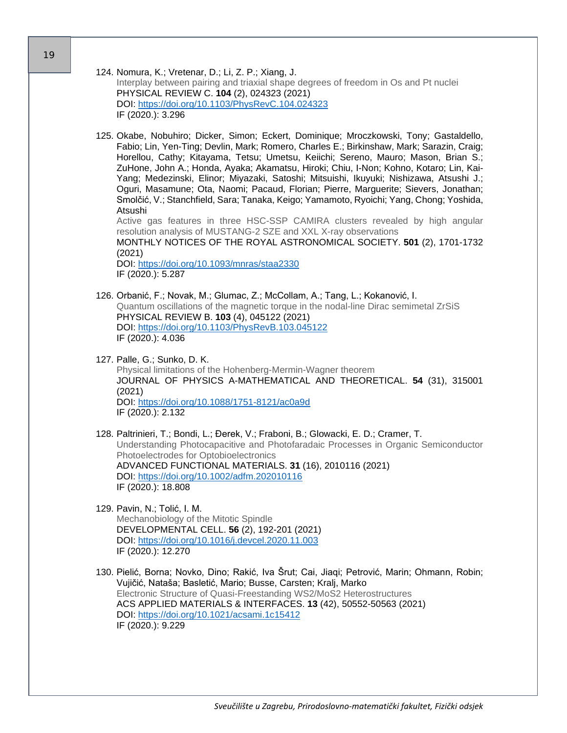124. Nomura, K.; Vretenar, D.; Li, Z. P.; Xiang, J.  
Interplay between pairing and triaxial shape degrees of freedom in Os and Pt nuclei  
PHYSICAL REVIEW C. **104** (2), 024323 (2021)  
DOI: https://doi.org/10.1103/PhysRevC.104.024323  
IF (2020.): 3.296

125. Okabe, Nobuhiro; Dicker, Simon; Eckert, Dominique; Mroczkowski, Tony; Gastaldello, Fabio; Lin, Yen-Ting; Devlin, Mark; Romero, Charles E.; Birkinshaw, Mark; Sarazin, Craig; Horellou, Cathy; Kitayama, Tetsu; Umetsu, Keiichi; Sereno, Mauro; Mason, Brian S.; ZuHone, John A.; Honda, Ayaka; Akamatsu, Hiroki; Chiu, I-Non; Kohno, Kotaro; Lin, Kai-Yang; Medezinski, Elinor; Miyazaki, Satoshi; Mitsuishi, Ikuyuki; Nishizawa, Atsushi J.; Oguri, Masamune; Ota, Naomi; Pacaud, Florian; Pierre, Marguerite; Sievers, Jonathan; Smolčić, V.; Stanchfield, Sara; Tanaka, Keigo; Yamamoto, Ryoichi; Yang, Chong; Yoshida, Atsushi  
Active gas features in three HSC-SSP CAMIRA clusters revealed by high angular resolution analysis of MUSTANG-2 SZE and XXL X-ray observations  
MONTHLY NOTICES OF THE ROYAL ASTRONOMICAL SOCIETY. **501** (2), 1701-1732 (2021)  
DOI: https://doi.org/10.1093/mnras/staa2330  
IF (2020.): 5.287

126. Orbanić, F.; Novak, M.; Glumac, Z.; McCollam, A.; Tang, L.; Kokanović, I.  
Quantum oscillations of the magnetic torque in the nodal-line Dirac semimetal ZrSiS  
PHYSICAL REVIEW B. **103** (4), 045122 (2021)  
DOI: https://doi.org/10.1103/PhysRevB.103.045122  
IF (2020.): 4.036

127. Palle, G.; Sunko, D. K.  
Physical limitations of the Hohenberg-Mermin-Wagner theorem  
JOURNAL OF PHYSICS A-MATHEMATICAL AND THEORETICAL. **54** (31), 315001 (2021)  
DOI: https://doi.org/10.1088/1751-8121/ac0a9d  
IF (2020.): 2.132

128. Paltrinieri, T.; Bondi, L.; Đerek, V.; Fraboni, B.; Glowacki, E. D.; Cramer, T.  
Understanding Photocapacitive and Photofaradaic Processes in Organic Semiconductor Photoelectrodes for Optobioelectronics  
ADVANCED FUNCTIONAL MATERIALS. **31** (16), 2010116 (2021)  
DOI: https://doi.org/10.1002/adfm.202010116  
IF (2020.): 18.808

129. Pavin, N.; Tolić, I. M.  
Mechanobiology of the Mitotic Spindle  
DEVELOPMENTAL CELL. **56** (2), 192-201 (2021)  
DOI: https://doi.org/10.1016/j.devcel.2020.11.003  
IF (2020.): 12.270

130. Pielić, Borna; Novko, Dino; Rakić, Iva Šrut; Cai, Jiaqi; Petrović, Marin; Ohmann, Robin; Vujičić, Nataša; Basletić, Mario; Busse, Carsten; Kralj, Marko  
Electronic Structure of Quasi-Freestanding $WS_2/MoS_2$ Heterostructures  
ACS APPLIED MATERIALS & INTERFACES. **13** (42), 50552-50563 (2021)  
DOI: https://doi.org/10.1021/acsami.1c15412  
IF (2020.): 9.229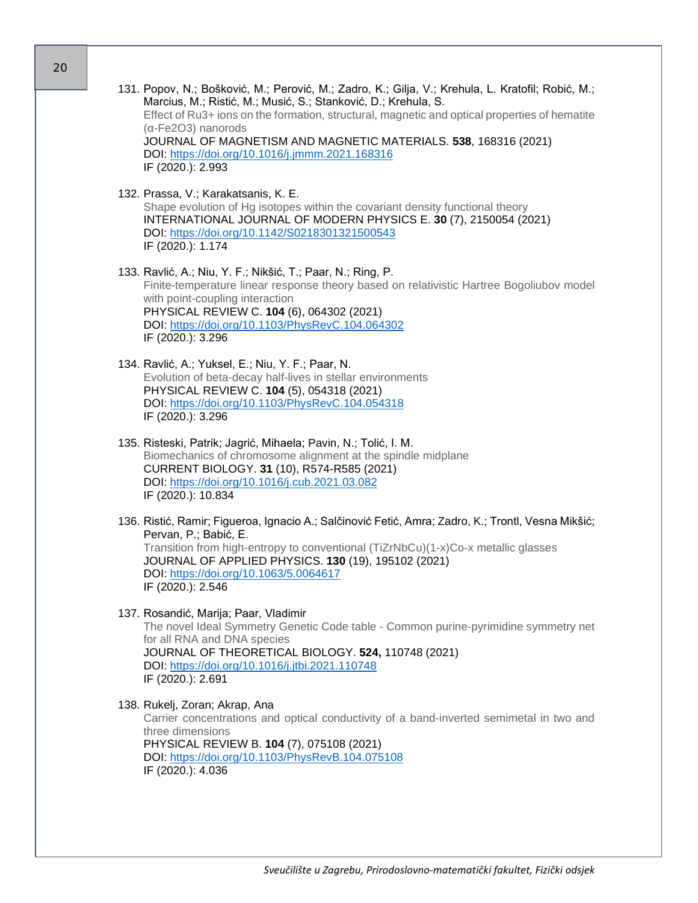131. Popov, N.; Bošković, M.; Perović, M.; Zadro, K.; Gilja, V.; Krehula, L. Kratofil; Robić, M.; Marcius, M.; Ristić, M.; Musić, S.; Stanković, D.; Krehula, S.
Effect of $Ru^{3+}$ ions on the formation, structural, magnetic and optical properties of hematite ($\alpha$-$Fe_2O_3$) nanorods
JOURNAL OF MAGNETISM AND MAGNETIC MATERIALS. **538**, 168316 (2021)
DOI: https://doi.org/10.1016/j.jmmm.2021.168316
IF (2020.): 2.993

132. Prassa, V.; Karakatsanis, K. E.
Shape evolution of Hg isotopes within the covariant density functional theory
INTERNATIONAL JOURNAL OF MODERN PHYSICS E. **30** (7), 2150054 (2021)
DOI: https://doi.org/10.1142/S0218301321500543
IF (2020.): 1.174

133. Ravlić, A.; Niu, Y. F.; Nikšić, T.; Paar, N.; Ring, P.
Finite-temperature linear response theory based on relativistic Hartree Bogoliubov model with point-coupling interaction
PHYSICAL REVIEW C. **104** (6), 064302 (2021)
DOI: https://doi.org/10.1103/PhysRevC.104.064302
IF (2020.): 3.296

134. Ravlić, A.; Yuksel, E.; Niu, Y. F.; Paar, N.
Evolution of beta-decay half-lives in stellar environments
PHYSICAL REVIEW C. **104** (5), 054318 (2021)
DOI: https://doi.org/10.1103/PhysRevC.104.054318
IF (2020.): 3.296

135. Risteski, Patrik; Jagrić, Mihaela; Pavin, N.; Tolić, I. M.
Biomechanics of chromosome alignment at the spindle midplane
CURRENT BIOLOGY. **31** (10), R574-R585 (2021)
DOI: https://doi.org/10.1016/j.cub.2021.03.082
IF (2020.): 10.834

136. Ristić, Ramir; Figueroa, Ignacio A.; Salčinović Fetić, Amra; Zadro, K.; Trontl, Vesna Mikšić; Pervan, P.; Babić, E.
Transition from high-entropy to conventional $(TiZrNbCu)_{(1-x)}Co_x$ metallic glasses
JOURNAL OF APPLIED PHYSICS. **130** (19), 195102 (2021)
DOI: https://doi.org/10.1063/5.0064617
IF (2020.): 2.546

137. Rosandić, Marija; Paar, Vladimir
The novel Ideal Symmetry Genetic Code table - Common purine-pyrimidine symmetry net for all RNA and DNA species
JOURNAL OF THEORETICAL BIOLOGY. **524,** 110748 (2021)
DOI: https://doi.org/10.1016/j.jtbi.2021.110748
IF (2020.): 2.691

138. Rukelj, Zoran; Akrap, Ana
Carrier concentrations and optical conductivity of a band-inverted semimetal in two and three dimensions
PHYSICAL REVIEW B. **104** (7), 075108 (2021)
DOI: https://doi.org/10.1103/PhysRevB.104.075108
IF (2020.): 4.036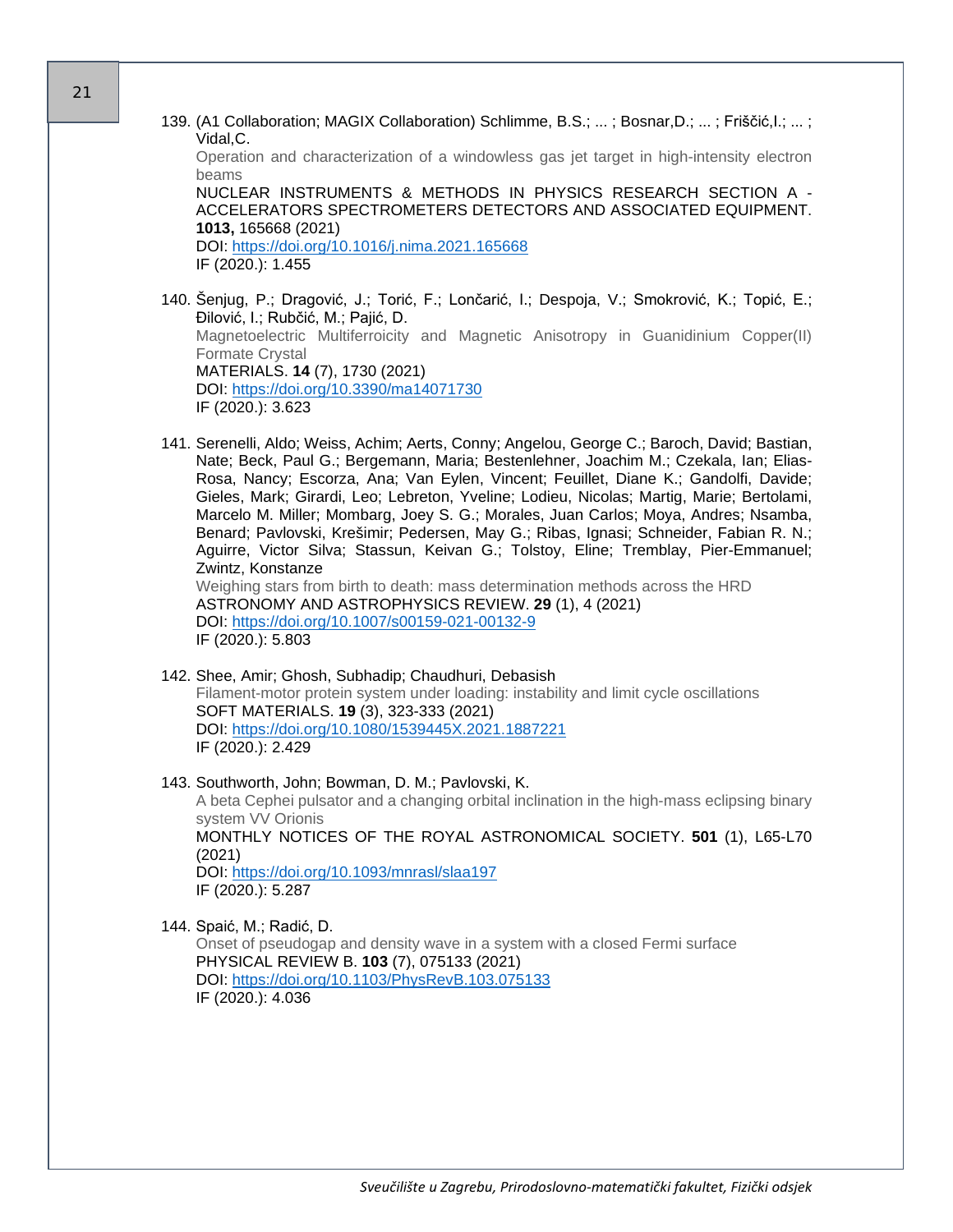139. (A1 Collaboration; MAGIX Collaboration) Schlimme, B.S.; ... ; Bosnar,D.; ... ; Friščić,I.; ... ; Vidal,C.
Operation and characterization of a windowless gas jet target in high-intensity electron beams
NUCLEAR INSTRUMENTS & METHODS IN PHYSICS RESEARCH SECTION A - ACCELERATORS SPECTROMETERS DETECTORS AND ASSOCIATED EQUIPMENT. **1013,** 165668 (2021)
DOI: https://doi.org/10.1016/j.nima.2021.165668
IF (2020.): 1.455

140. Šenjug, P.; Dragović, J.; Torić, F.; Lončarić, I.; Despoja, V.; Smoković, K.; Topić, E.; Đilović, I.; Rubčić, M.; Pajić, D.
Magnetoelectric Multiferroicity and Magnetic Anisotropy in Guanidinium Copper(II) Formate Crystal
MATERIALS. **14** (7), 1730 (2021)
DOI: https://doi.org/10.3390/ma14071730
IF (2020.): 3.623

141. Serenelli, Aldo; Weiss, Achim; Aerts, Conny; Angelou, George C.; Baroch, David; Bastian, Nate; Beck, Paul G.; Bergemann, Maria; Bestenlehner, Joachim M.; Czekala, Ian; Elias-Rosa, Nancy; Escorza, Ana; Van Eylen, Vincent; Feuillet, Diane K.; Gandolfi, Davide; Gieles, Mark; Girardi, Leo; Lebreton, Yveline; Lodieu, Nicolas; Martig, Marie; Bertolami, Marcelo M. Miller; Mombarg, Joey S. G.; Morales, Juan Carlos; Moya, Andres; Nsamba, Benard; Pavlovski, Krešimir; Pedersen, May G.; Ribas, Ignasi; Schneider, Fabian R. N.; Aguirre, Victor Silva; Stassun, Keivan G.; Tolstoy, Eline; Tremblay, Pier-Emmanuel; Zwintz, Konstanze
Weighing stars from birth to death: mass determination methods across the HRD
ASTRONOMY AND ASTROPHYSICS REVIEW. **29** (1), 4 (2021)
DOI: https://doi.org/10.1007/s00159-021-00132-9
IF (2020.): 5.803

142. Shee, Amir; Ghosh, Subhadip; Chaudhuri, Debasish
Filament-motor protein system under loading: instability and limit cycle oscillations
SOFT MATERIALS. **19** (3), 323-333 (2021)
DOI: https://doi.org/10.1080/1539445X.2021.1887221
IF (2020.): 2.429

143. Southworth, John; Bowman, D. M.; Pavlovski, K.
A beta Cephei pulsator and a changing orbital inclination in the high-mass eclipsing binary system VV Orionis
MONTHLY NOTICES OF THE ROYAL ASTRONOMICAL SOCIETY. **501** (1), L65-L70 (2021)
DOI: https://doi.org/10.1093/mnrasl/slaa197
IF (2020.): 5.287

144. Spaić, M.; Radić, D.
Onset of pseudogap and density wave in a system with a closed Fermi surface
PHYSICAL REVIEW B. **103** (7), 075133 (2021)
DOI: https://doi.org/10.1103/PhysRevB.103.075133
IF (2020.): 4.036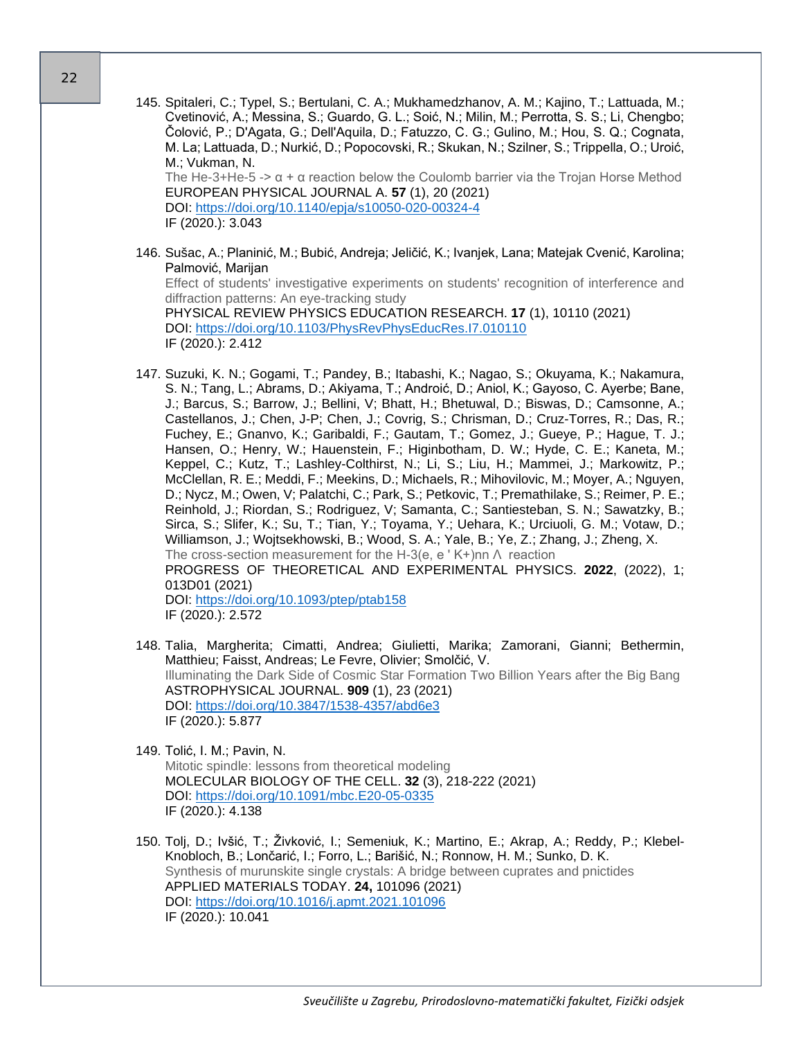145. Spitaleri, C.; Typel, S.; Bertulani, C. A.; Mukhamedzhanov, A. M.; Kajino, T.; Lattuada, M.; Cvetinović, A.; Messina, S.; Guardo, G. L.; Soić, N.; Milin, M.; Perrotta, S. S.; Li, Chengbo; Čolović, P.; D'Agata, G.; Dell'Aquila, D.; Fatuzzo, C. G.; Gulino, M.; Hou, S. Q.; Cognata, M. La; Lattuada, D.; Nurkić, D.; Popocovski, R.; Skukan, N.; Szilner, S.; Trippella, O.; Uroić, M.; Vukman, N.
   The He-3+He-5 -> α + α reaction below the Coulomb barrier via the Trojan Horse Method
   EUROPEAN PHYSICAL JOURNAL A. **57** (1), 20 (2021)
   DOI: https://doi.org/10.1140/epja/s10050-020-00324-4
   IF (2020.): 3.043

146. Sušac, A.; Planinić, M.; Bubić, Andreja; Jeličić, K.; Ivanjek, Lana; Matejak Cvenić, Karolina; Palmović, Marijan
   Effect of students' investigative experiments on students' recognition of interference and diffraction patterns: An eye-tracking study
   PHYSICAL REVIEW PHYSICS EDUCATION RESEARCH. **17** (1), 10110 (2021)
   DOI: https://doi.org/10.1103/PhysRevPhysEducRes.I7.010110
   IF (2020.): 2.412

147. Suzuki, K. N.; Gogami, T.; Pandey, B.; Itabashi, K.; Nagao, S.; Okuyama, K.; Nakamura, S. N.; Tang, L.; Abrams, D.; Akiyama, T.; Androić, D.; Aniol, K.; Gayoso, C. Ayerbe; Bane, J.; Barcus, S.; Barrow, J.; Bellini, V; Bhatt, H.; Bhetuwal, D.; Biswas, D.; Camsonne, A.; Castellanos, J.; Chen, J-P; Chen, J.; Covrig, S.; Chrisman, D.; Cruz-Torres, R.; Das, R.; Fuchey, E.; Gnanvo, K.; Garibaldi, F.; Gautam, T.; Gomez, J.; Gueye, P.; Hague, T. J.; Hansen, O.; Henry, W.; Hauenstein, F.; Higinbotham, D. W.; Hyde, C. E.; Kaneta, M.; Keppel, C.; Kutz, T.; Lashley-Colthirst, N.; Li, S.; Liu, H.; Mammei, J.; Markowitz, P.; McClellan, R. E.; Meddi, F.; Meekins, D.; Michaels, R.; Mihovilovic, M.; Moyer, A.; Nguyen, D.; Nycz, M.; Owen, V; Palatchi, C.; Park, S.; Petkovic, T.; Premathilake, S.; Reimer, P. E.; Reinhold, J.; Riordan, S.; Rodriguez, V; Samanta, C.; Santiesteban, S. N.; Sawatzky, B.; Sirca, S.; Slifer, K.; Su, T.; Tian, Y.; Toyama, Y.; Uehara, K.; Urciuoli, G. M.; Votaw, D.; Williamson, J.; Wojtsekhowski, B.; Wood, S. A.; Yale, B.; Ye, Z.; Zhang, J.; Zheng, X.
   The cross-section measurement for the H-3(e, e ' K+)nn Λ reaction
   PROGRESS OF THEORETICAL AND EXPERIMENTAL PHYSICS. **2022**, (2022), 1; 013D01 (2021)
   DOI: https://doi.org/10.1093/ptep/ptab158
   IF (2020.): 2.572

148. Talia, Margherita; Cimatti, Andrea; Giulietti, Marika; Zamorani, Gianni; Bethermin, Matthieu; Faisst, Andreas; Le Fevre, Olivier; Smolčić, V.
   Illuminating the Dark Side of Cosmic Star Formation Two Billion Years after the Big Bang
   ASTROPHYSICAL JOURNAL. **909** (1), 23 (2021)
   DOI: https://doi.org/10.3847/1538-4357/abd6e3
   IF (2020.): 5.877

149. Tolić, I. M.; Pavin, N.
   Mitotic spindle: lessons from theoretical modeling
   MOLECULAR BIOLOGY OF THE CELL. **32** (3), 218-222 (2021)
   DOI: https://doi.org/10.1091/mbc.E20-05-0335
   IF (2020.): 4.138

150. Tolj, D.; Ivšić, T.; Živković, I.; Semeniuk, K.; Martino, E.; Akrap, A.; Reddy, P.; Klebel-Knobloch, B.; Lončarić, I.; Forro, L.; Barišić, N.; Ronnow, H. M.; Sunko, D. K.
   Synthesis of murunskite single crystals: A bridge between cuprates and pnictides
   APPLIED MATERIALS TODAY. **24,** 101096 (2021)
   DOI: https://doi.org/10.1016/j.apmt.2021.101096
   IF (2020.): 10.041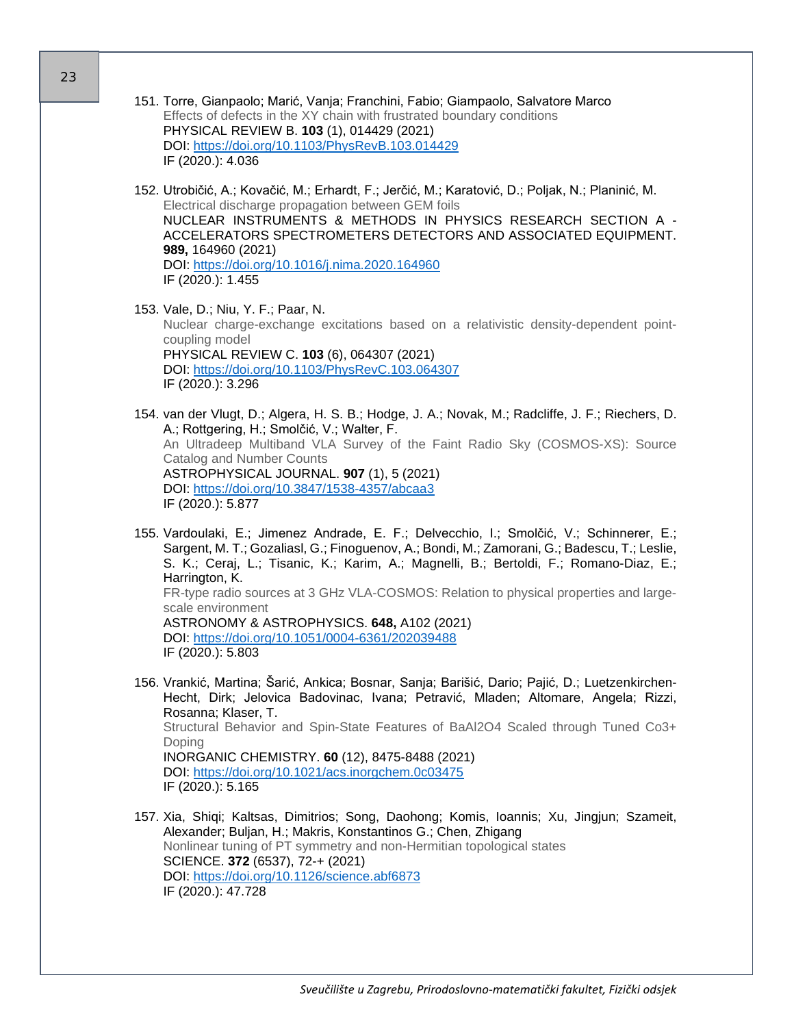151. Torre, Gianpaolo; Marić, Vanja; Franchini, Fabio; Giampaolo, Salvatore Marco
   Effects of defects in the XY chain with frustrated boundary conditions
   PHYSICAL REVIEW B. **103** (1), 014429 (2021)
   DOI: https://doi.org/10.1103/PhysRevB.103.014429
   IF (2020.): 4.036

152. Utrobičić, A.; Kovačić, M.; Erhardt, F.; Jerčić, M.; Karatović, D.; Poljak, N.; Planinić, M.
   Electrical discharge propagation between GEM foils
   NUCLEAR INSTRUMENTS & METHODS IN PHYSICS RESEARCH SECTION A - ACCELERATORS SPECTROMETERS DETECTORS AND ASSOCIATED EQUIPMENT. **989,** 164960 (2021)
   DOI: https://doi.org/10.1016/j.nima.2020.164960
   IF (2020.): 1.455

153. Vale, D.; Niu, Y. F.; Paar, N.
   Nuclear charge-exchange excitations based on a relativistic density-dependent point-coupling model
   PHYSICAL REVIEW C. **103** (6), 064307 (2021)
   DOI: https://doi.org/10.1103/PhysRevC.103.064307
   IF (2020.): 3.296

154. van der Vlugt, D.; Algera, H. S. B.; Hodge, J. A.; Novak, M.; Radcliffe, J. F.; Riechers, D. A.; Rottgering, H.; Smolčić, V.; Walter, F.
   An Ultradeep Multiband VLA Survey of the Faint Radio Sky (COSMOS-XS): Source Catalog and Number Counts
   ASTROPHYSICAL JOURNAL. **907** (1), 5 (2021)
   DOI: https://doi.org/10.3847/1538-4357/abcaa3
   IF (2020.): 5.877

155. Vardoulaki, E.; Jimenez Andrade, E. F.; Delvecchio, I.; Smolčić, V.; Schinnerer, E.; Sargent, M. T.; Gozaliasl, G.; Finoguenov, A.; Bondi, M.; Zamorani, G.; Badescu, T.; Leslie, S. K.; Ceraj, L.; Tisanic, K.; Karim, A.; Magnelli, B.; Bertoldi, F.; Romano-Diaz, E.; Harrington, K.
   FR-type radio sources at 3 GHz VLA-COSMOS: Relation to physical properties and large-scale environment
   ASTRONOMY & ASTROPHYSICS. **648,** A102 (2021)
   DOI: https://doi.org/10.1051/0004-6361/202039488
   IF (2020.): 5.803

156. Vrankić, Martina; Šarić, Ankica; Bosnar, Sanja; Barišić, Dario; Pajić, D.; Luetzenkirchen-Hecht, Dirk; Jelovica Badovinac, Ivana; Petravić, Mladen; Altomare, Angela; Rizzi, Rosanna; Klaser, T.
   Structural Behavior and Spin-State Features of $BaAl_2O_4$ Scaled through Tuned $Co^{3+}$ Doping
   INORGANIC CHEMISTRY. **60** (12), 8475-8488 (2021)
   DOI: https://doi.org/10.1021/acs.inorgchem.0c03475
   IF (2020.): 5.165

157. Xia, Shiqi; Kaltsas, Dimitrios; Song, Daohong; Komis, Ioannis; Xu, Jingjun; Szameit, Alexander; Buljan, H.; Makris, Konstantinos G.; Chen, Zhigang
   Nonlinear tuning of PT symmetry and non-Hermitian topological states
   SCIENCE. **372** (6537), 72-+ (2021)
   DOI: https://doi.org/10.1126/science.abf6873
   IF (2020.): 47.728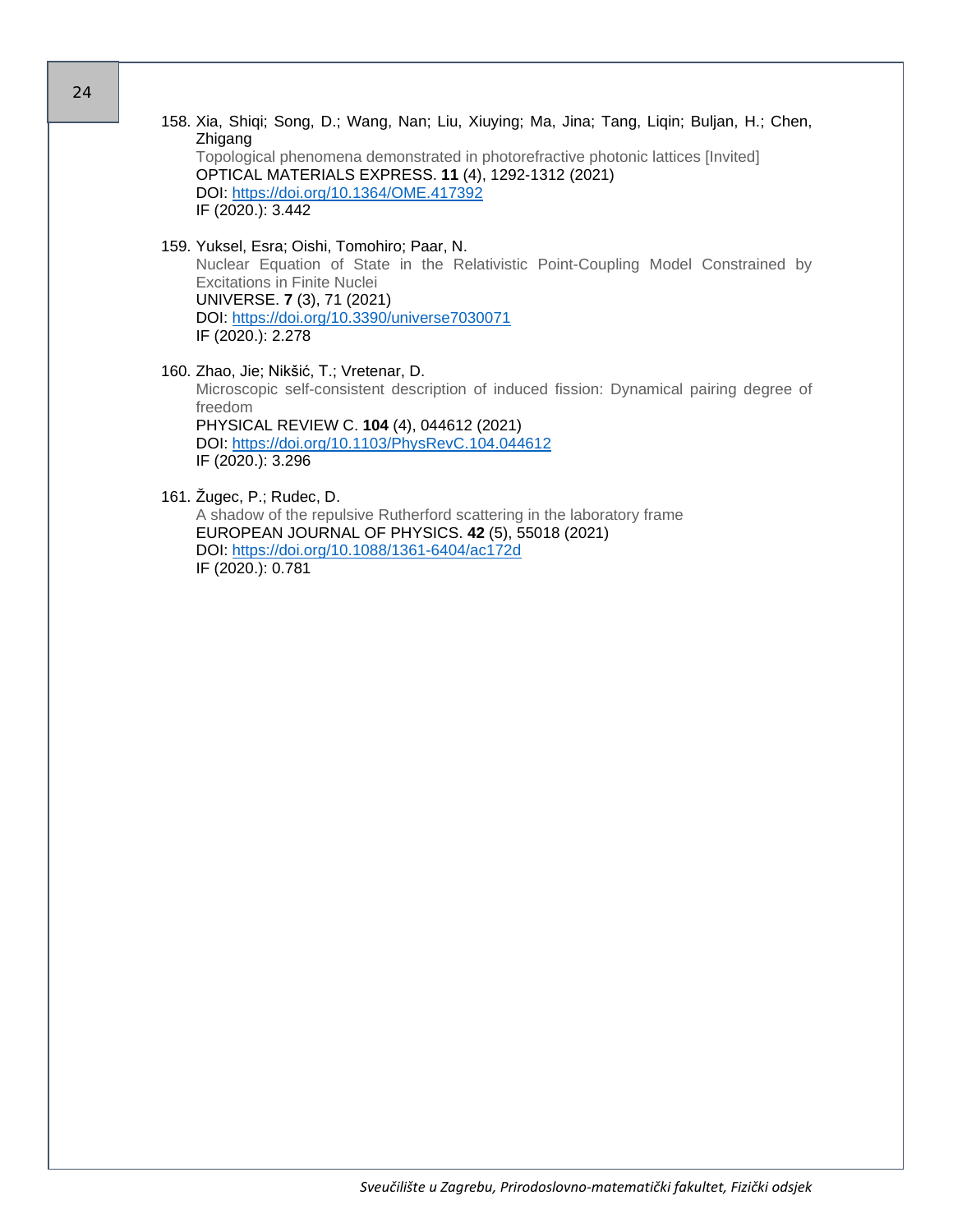158. Xia, Shiqi; Song, D.; Wang, Nan; Liu, Xiuying; Ma, Jina; Tang, Liqin; Buljan, H.; Chen, Zhigang
Topological phenomena demonstrated in photorefractive photonic lattices [Invited]
OPTICAL MATERIALS EXPRESS. **11** (4), 1292-1312 (2021)
DOI: https://doi.org/10.1364/OME.417392
IF (2020.): 3.442

159. Yuksel, Esra; Oishi, Tomohiro; Paar, N.
Nuclear Equation of State in the Relativistic Point-Coupling Model Constrained by Excitations in Finite Nuclei
UNIVERSE. **7** (3), 71 (2021)
DOI: https://doi.org/10.3390/universe7030071
IF (2020.): 2.278

160. Zhao, Jie; Nikšić, T.; Vretenar, D.
Microscopic self-consistent description of induced fission: Dynamical pairing degree of freedom
PHYSICAL REVIEW C. **104** (4), 044612 (2021)
DOI: https://doi.org/10.1103/PhysRevC.104.044612
IF (2020.): 3.296

161. Žugec, P.; Rudec, D.
A shadow of the repulsive Rutherford scattering in the laboratory frame
EUROPEAN JOURNAL OF PHYSICS. **42** (5), 55018 (2021)
DOI: https://doi.org/10.1088/1361-6404/ac172d
IF (2020.): 0.781